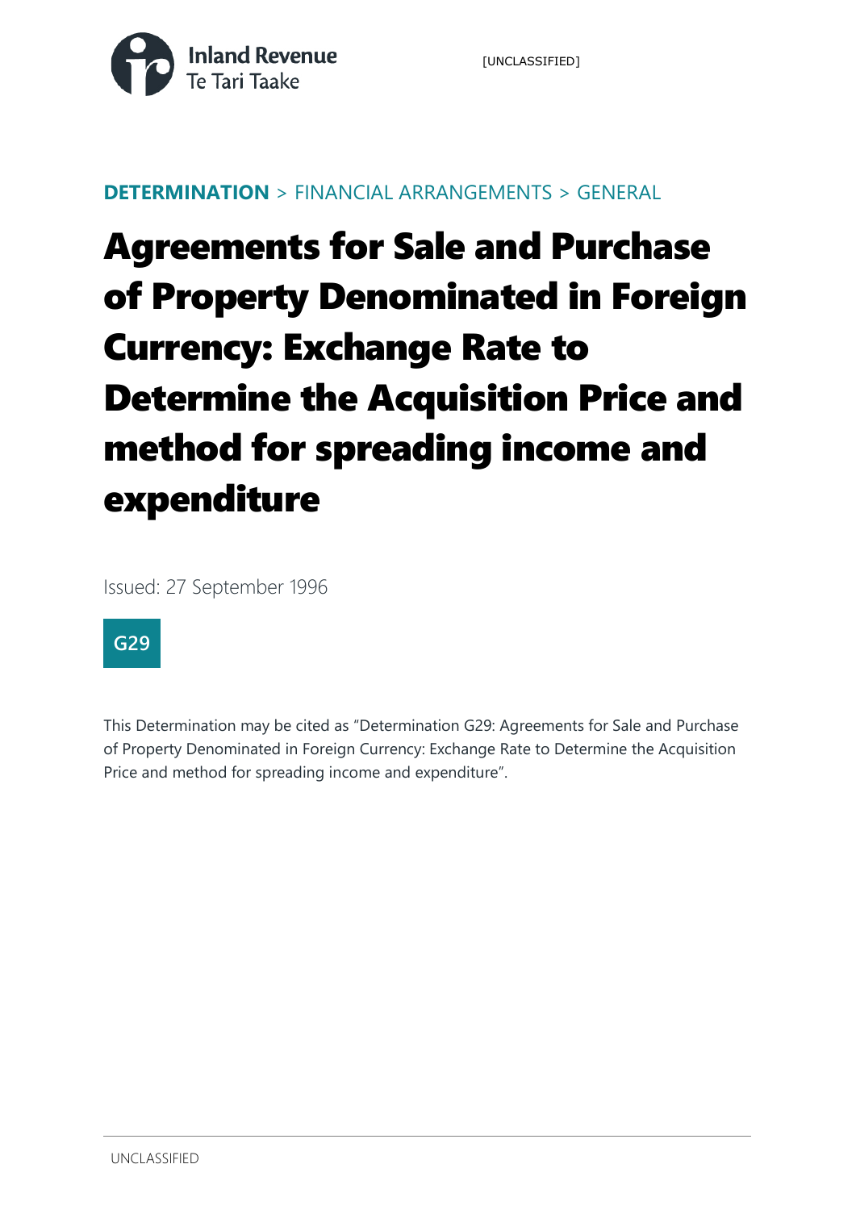**DETERMINATION** > FINANCIAL ARRANGEMENTS > GENERAL

# Agreements for Sale and Purchase of Property Denominated in Foreign Currency: Exchange Rate to Determine the Acquisition Price and method for spreading income and expenditure

Issued: 27 September 1996

**G29**

This Determination may be cited as "Determination G29: Agreements for Sale and Purchase of Property Denominated in Foreign Currency: Exchange Rate to Determine the Acquisition Price and method for spreading income and expenditure".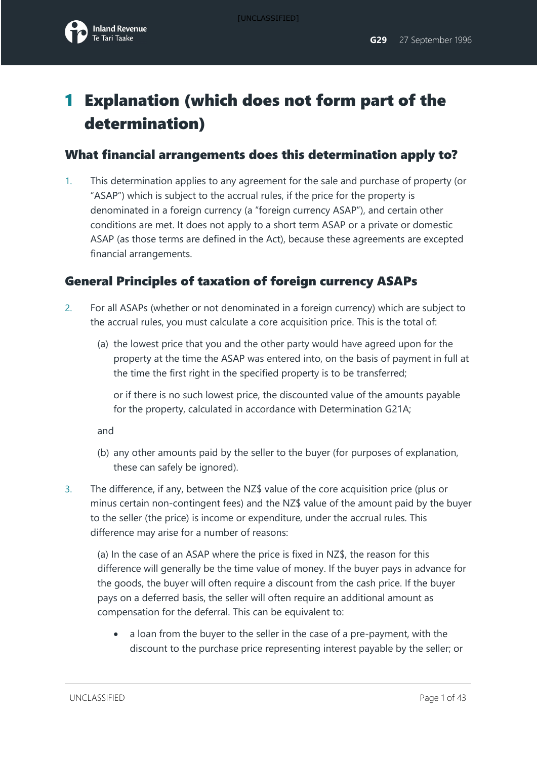# 1 Explanation (which does not form part of the determination)

## What financial arrangements does this determination apply to?

1. This determination applies to any agreement for the sale and purchase of property (or "ASAP") which is subject to the accrual rules, if the price for the property is denominated in a foreign currency (a "foreign currency ASAP"), and certain other conditions are met. It does not apply to a short term ASAP or a private or domestic ASAP (as those terms are defined in the Act), because these agreements are excepted financial arrangements.

## General Principles of taxation of foreign currency ASAPs

2. For all ASAPs (whether or not denominated in a foreign currency) which are subject to the accrual rules, you must calculate a core acquisition price. This is the total of:

   (a) the lowest price that you and the other party would have agreed upon for the property at the time the ASAP was entered into, on the basis of payment in full at the time the first right in the specified property is to be transferred;

   or if there is no such lowest price, the discounted value of the amounts payable for the property, calculated in accordance with Determination G21A;

   and

   (b) any other amounts paid by the seller to the buyer (for purposes of explanation, these can safely be ignored).

3. The difference, if any, between the NZ$ value of the core acquisition price (plus or minus certain non-contingent fees) and the NZ$ value of the amount paid by the buyer to the seller (the price) is income or expenditure, under the accrual rules. This difference may arise for a number of reasons:

   (a) In the case of an ASAP where the price is fixed in NZ$, the reason for this difference will generally be the time value of money. If the buyer pays in advance for the goods, the buyer will often require a discount from the cash price. If the buyer pays on a deferred basis, the seller will often require an additional amount as compensation for the deferral. This can be equivalent to:

   - a loan from the buyer to the seller in the case of a pre-payment, with the discount to the purchase price representing interest payable by the seller; or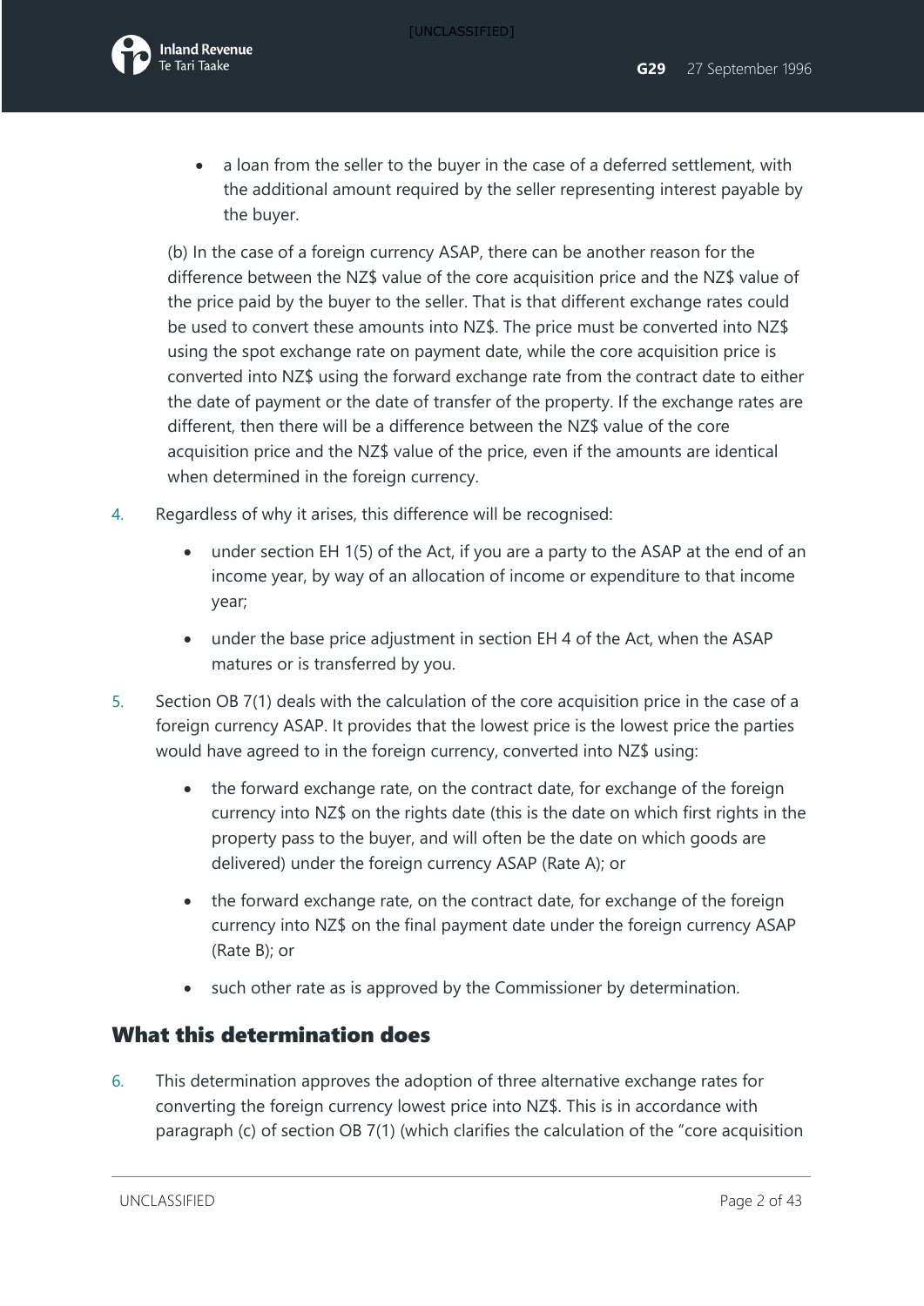- a loan from the seller to the buyer in the case of a deferred settlement, with the additional amount required by the seller representing interest payable by the buyer.

(b) In the case of a foreign currency ASAP, there can be another reason for the difference between the NZ$ value of the core acquisition price and the NZ$ value of the price paid by the buyer to the seller. That is that different exchange rates could be used to convert these amounts into NZ$. The price must be converted into NZ$ using the spot exchange rate on payment date, while the core acquisition price is converted into NZ$ using the forward exchange rate from the contract date to either the date of payment or the date of transfer of the property. If the exchange rates are different, then there will be a difference between the NZ$ value of the core acquisition price and the NZ$ value of the price, even if the amounts are identical when determined in the foreign currency.

4. Regardless of why it arises, this difference will be recognised:
   - under section EH 1(5) of the Act, if you are a party to the ASAP at the end of an income year, by way of an allocation of income or expenditure to that income year;
   - under the base price adjustment in section EH 4 of the Act, when the ASAP matures or is transferred by you.

5. Section OB 7(1) deals with the calculation of the core acquisition price in the case of a foreign currency ASAP. It provides that the lowest price is the lowest price the parties would have agreed to in the foreign currency, converted into NZ$ using:
   - the forward exchange rate, on the contract date, for exchange of the foreign currency into NZ$ on the rights date (this is the date on which first rights in the property pass to the buyer, and will often be the date on which goods are delivered) under the foreign currency ASAP (Rate A); or
   - the forward exchange rate, on the contract date, for exchange of the foreign currency into NZ$ on the final payment date under the foreign currency ASAP (Rate B); or
   - such other rate as is approved by the Commissioner by determination.

## What this determination does

6. This determination approves the adoption of three alternative exchange rates for converting the foreign currency lowest price into NZ$. This is in accordance with paragraph (c) of section OB 7(1) (which clarifies the calculation of the "core acquisition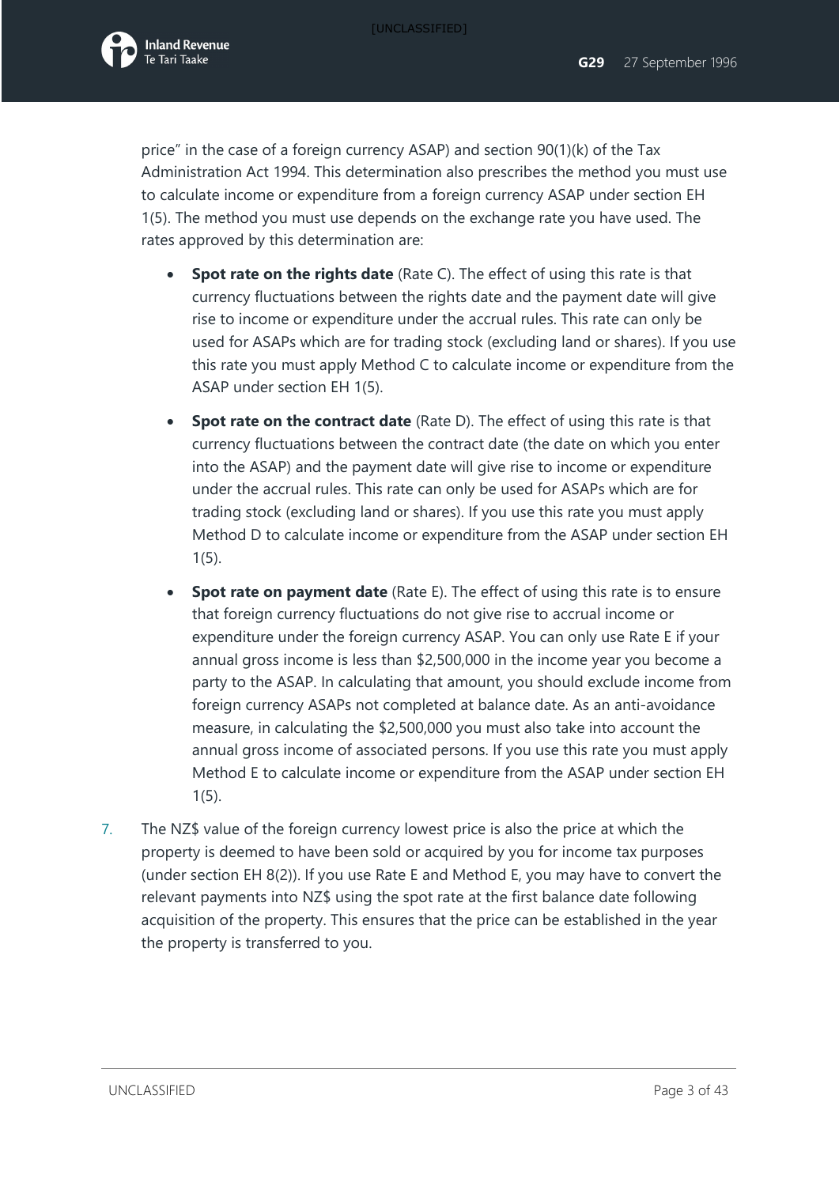price" in the case of a foreign currency ASAP) and section 90(1)(k) of the Tax Administration Act 1994. This determination also prescribes the method you must use to calculate income or expenditure from a foreign currency ASAP under section EH 1(5). The method you must use depends on the exchange rate you have used. The rates approved by this determination are:

- **Spot rate on the rights date** (Rate C). The effect of using this rate is that currency fluctuations between the rights date and the payment date will give rise to income or expenditure under the accrual rules. This rate can only be used for ASAPs which are for trading stock (excluding land or shares). If you use this rate you must apply Method C to calculate income or expenditure from the ASAP under section EH 1(5).
- **Spot rate on the contract date** (Rate D). The effect of using this rate is that currency fluctuations between the contract date (the date on which you enter into the ASAP) and the payment date will give rise to income or expenditure under the accrual rules. This rate can only be used for ASAPs which are for trading stock (excluding land or shares). If you use this rate you must apply Method D to calculate income or expenditure from the ASAP under section EH 1(5).
- **Spot rate on payment date** (Rate E). The effect of using this rate is to ensure that foreign currency fluctuations do not give rise to accrual income or expenditure under the foreign currency ASAP. You can only use Rate E if your annual gross income is less than $2,500,000 in the income year you become a party to the ASAP. In calculating that amount, you should exclude income from foreign currency ASAPs not completed at balance date. As an anti-avoidance measure, in calculating the $2,500,000 you must also take into account the annual gross income of associated persons. If you use this rate you must apply Method E to calculate income or expenditure from the ASAP under section EH 1(5).

7. The NZ$ value of the foreign currency lowest price is also the price at which the property is deemed to have been sold or acquired by you for income tax purposes (under section EH 8(2)). If you use Rate E and Method E, you may have to convert the relevant payments into NZ$ using the spot rate at the first balance date following acquisition of the property. This ensures that the price can be established in the year the property is transferred to you.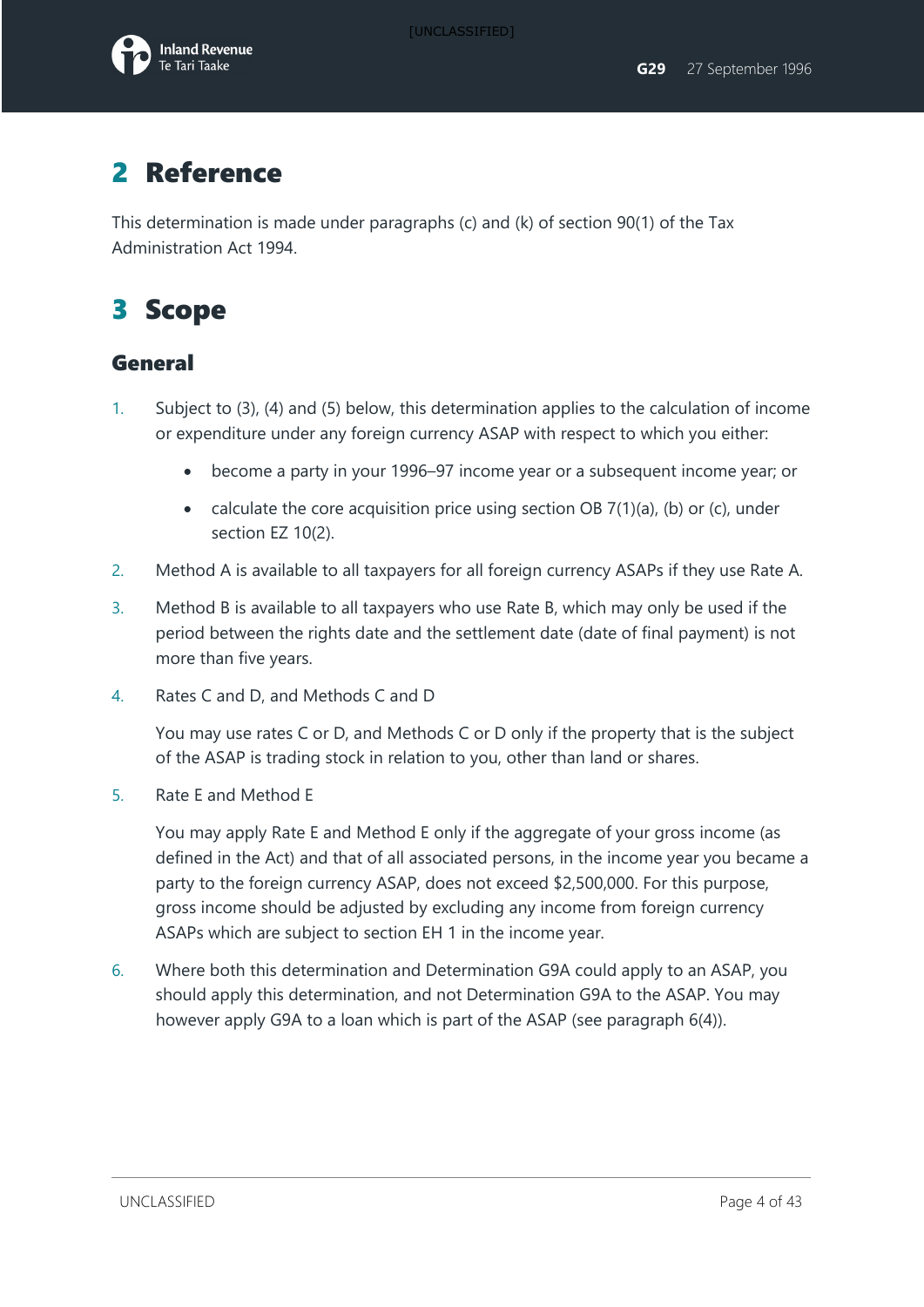# 2 Reference

This determination is made under paragraphs (c) and (k) of section 90(1) of the Tax Administration Act 1994.

# 3 Scope

## General

1. Subject to (3), (4) and (5) below, this determination applies to the calculation of income or expenditure under any foreign currency ASAP with respect to which you either:

   - become a party in your 1996–97 income year or a subsequent income year; or
   - calculate the core acquisition price using section OB 7(1)(a), (b) or (c), under section EZ 10(2).

2. Method A is available to all taxpayers for all foreign currency ASAPs if they use Rate A.

3. Method B is available to all taxpayers who use Rate B, which may only be used if the period between the rights date and the settlement date (date of final payment) is not more than five years.

4. Rates C and D, and Methods C and D

   You may use rates C or D, and Methods C or D only if the property that is the subject of the ASAP is trading stock in relation to you, other than land or shares.

5. Rate E and Method E

   You may apply Rate E and Method E only if the aggregate of your gross income (as defined in the Act) and that of all associated persons, in the income year you became a party to the foreign currency ASAP, does not exceed $2,500,000. For this purpose, gross income should be adjusted by excluding any income from foreign currency ASAPs which are subject to section EH 1 in the income year.

6. Where both this determination and Determination G9A could apply to an ASAP, you should apply this determination, and not Determination G9A to the ASAP. You may however apply G9A to a loan which is part of the ASAP (see paragraph 6(4)).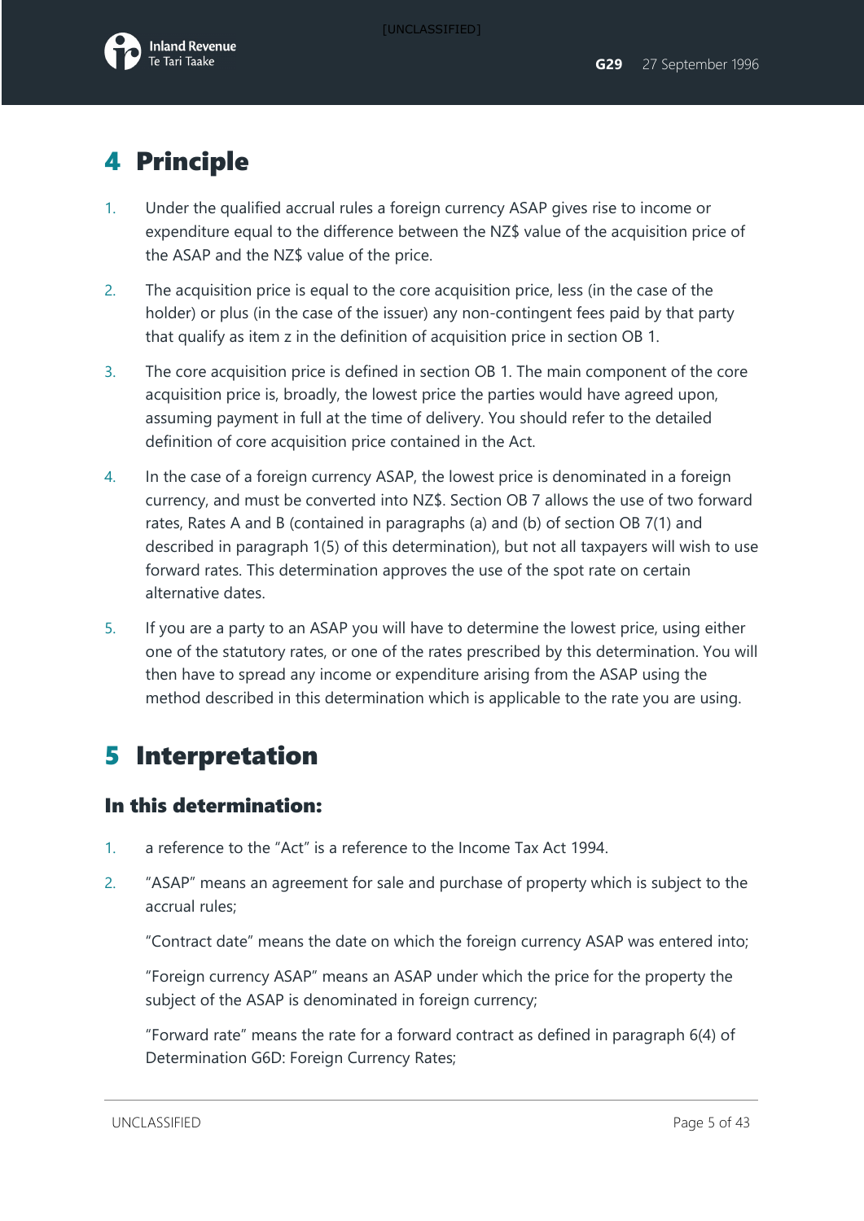# 4 Principle

1. Under the qualified accrual rules a foreign currency ASAP gives rise to income or expenditure equal to the difference between the NZ$ value of the acquisition price of the ASAP and the NZ$ value of the price.
2. The acquisition price is equal to the core acquisition price, less (in the case of the holder) or plus (in the case of the issuer) any non-contingent fees paid by that party that qualify as item z in the definition of acquisition price in section OB 1.
3. The core acquisition price is defined in section OB 1. The main component of the core acquisition price is, broadly, the lowest price the parties would have agreed upon, assuming payment in full at the time of delivery. You should refer to the detailed definition of core acquisition price contained in the Act.
4. In the case of a foreign currency ASAP, the lowest price is denominated in a foreign currency, and must be converted into NZ$. Section OB 7 allows the use of two forward rates, Rates A and B (contained in paragraphs (a) and (b) of section OB 7(1) and described in paragraph 1(5) of this determination), but not all taxpayers will wish to use forward rates. This determination approves the use of the spot rate on certain alternative dates.
5. If you are a party to an ASAP you will have to determine the lowest price, using either one of the statutory rates, or one of the rates prescribed by this determination. You will then have to spread any income or expenditure arising from the ASAP using the method described in this determination which is applicable to the rate you are using.

# 5 Interpretation

## In this determination:

1. a reference to the "Act" is a reference to the Income Tax Act 1994.
2. "ASAP" means an agreement for sale and purchase of property which is subject to the accrual rules;

   "Contract date" means the date on which the foreign currency ASAP was entered into;

   "Foreign currency ASAP" means an ASAP under which the price for the property the subject of the ASAP is denominated in foreign currency;

   "Forward rate" means the rate for a forward contract as defined in paragraph 6(4) of Determination G6D: Foreign Currency Rates;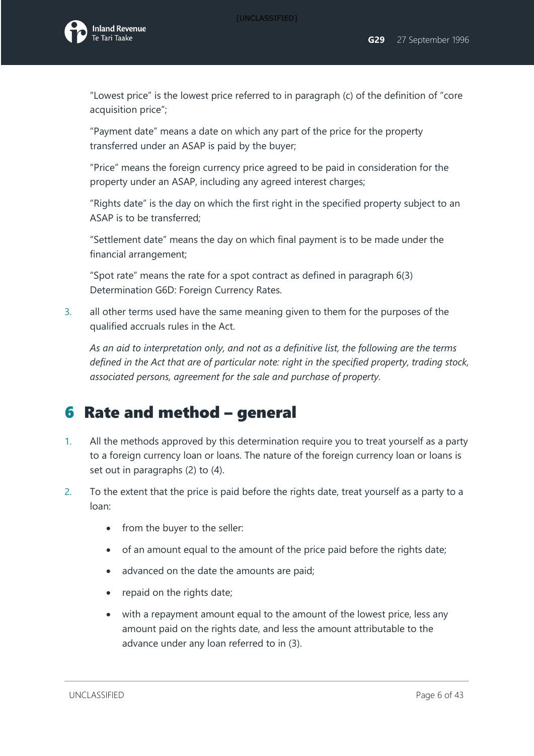"Lowest price" is the lowest price referred to in paragraph (c) of the definition of "core acquisition price";

"Payment date" means a date on which any part of the price for the property transferred under an ASAP is paid by the buyer;

"Price" means the foreign currency price agreed to be paid in consideration for the property under an ASAP, including any agreed interest charges;

"Rights date" is the day on which the first right in the specified property subject to an ASAP is to be transferred;

"Settlement date" means the day on which final payment is to be made under the financial arrangement;

"Spot rate" means the rate for a spot contract as defined in paragraph 6(3) Determination G6D: Foreign Currency Rates.

3. all other terms used have the same meaning given to them for the purposes of the qualified accruals rules in the Act.

*As an aid to interpretation only, and not as a definitive list, the following are the terms defined in the Act that are of particular note: right in the specified property, trading stock, associated persons, agreement for the sale and purchase of property.*

# 6 Rate and method – general

1. All the methods approved by this determination require you to treat yourself as a party to a foreign currency loan or loans. The nature of the foreign currency loan or loans is set out in paragraphs (2) to (4).

2. To the extent that the price is paid before the rights date, treat yourself as a party to a loan:
    - from the buyer to the seller:
    - of an amount equal to the amount of the price paid before the rights date;
    - advanced on the date the amounts are paid;
    - repaid on the rights date;
    - with a repayment amount equal to the amount of the lowest price, less any amount paid on the rights date, and less the amount attributable to the advance under any loan referred to in (3).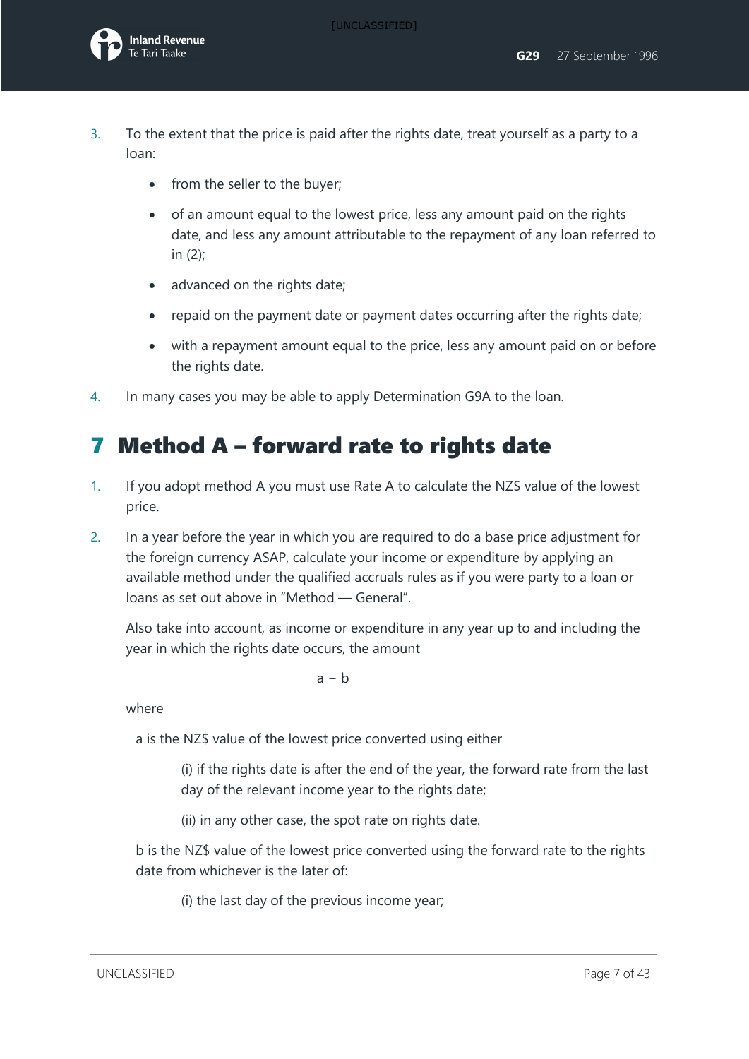3. To the extent that the price is paid after the rights date, treat yourself as a party to a loan:

    - from the seller to the buyer;
    - of an amount equal to the lowest price, less any amount paid on the rights date, and less any amount attributable to the repayment of any loan referred to in (2);
    - advanced on the rights date;
    - repaid on the payment date or payment dates occurring after the rights date;
    - with a repayment amount equal to the price, less any amount paid on or before the rights date.

4. In many cases you may be able to apply Determination G9A to the loan.

# 7 Method A – forward rate to rights date

1. If you adopt method A you must use Rate A to calculate the NZ$ value of the lowest price.

2. In a year before the year in which you are required to do a base price adjustment for the foreign currency ASAP, calculate your income or expenditure by applying an available method under the qualified accruals rules as if you were party to a loan or loans as set out above in "Method — General".

    Also take into account, as income or expenditure in any year up to and including the year in which the rights date occurs, the amount

$$a - b$$

    where

    a is the NZ$ value of the lowest price converted using either

    (i) if the rights date is after the end of the year, the forward rate from the last day of the relevant income year to the rights date;

    (ii) in any other case, the spot rate on rights date.

    b is the NZ$ value of the lowest price converted using the forward rate to the rights date from whichever is the later of:

    (i) the last day of the previous income year;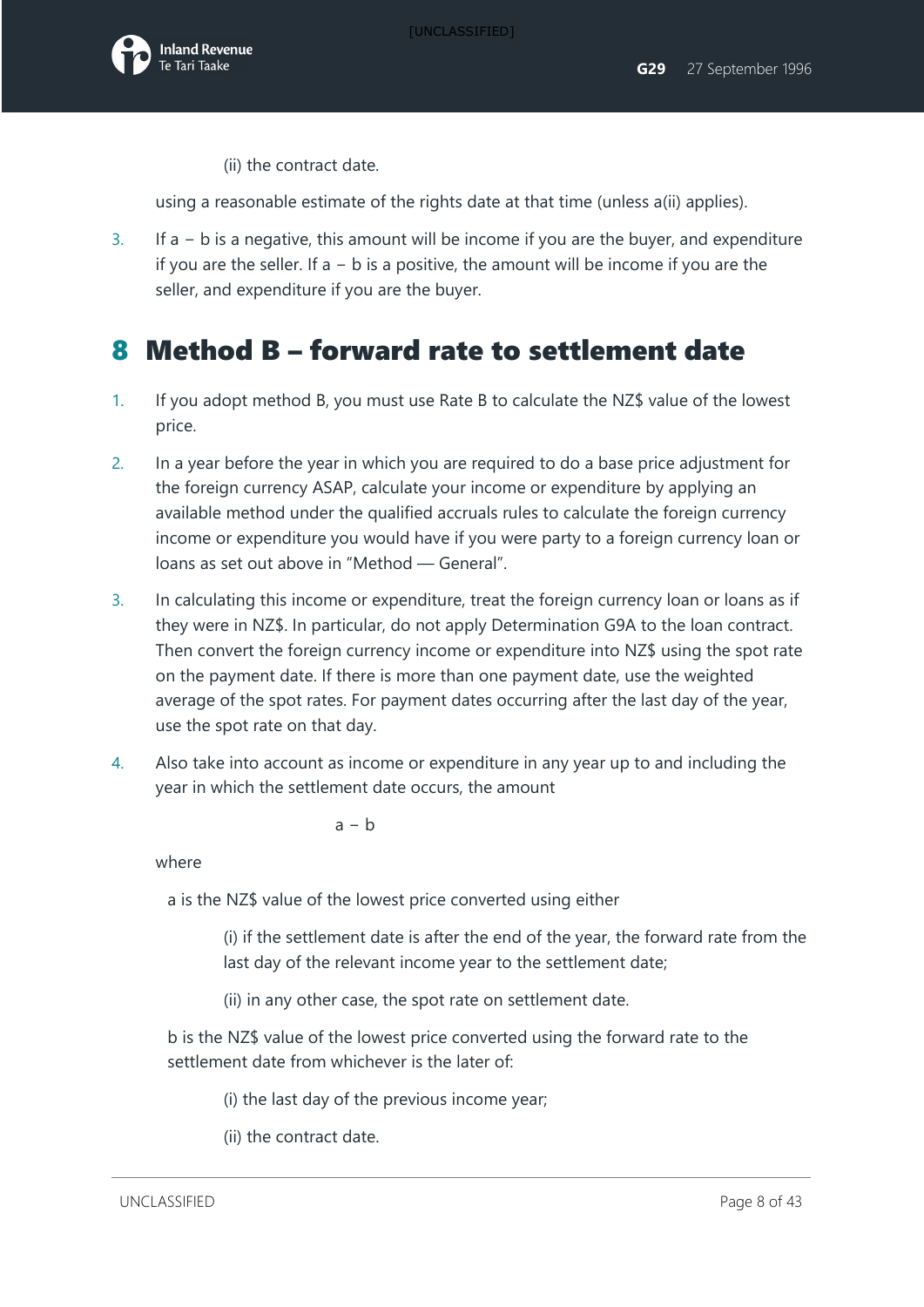(ii) the contract date.

using a reasonable estimate of the rights date at that time (unless a(ii) applies).

3. If a − b is a negative, this amount will be income if you are the buyer, and expenditure if you are the seller. If a − b is a positive, the amount will be income if you are the seller, and expenditure if you are the buyer.

## 8 Method B – forward rate to settlement date

1. If you adopt method B, you must use Rate B to calculate the NZ$ value of the lowest price.
2. In a year before the year in which you are required to do a base price adjustment for the foreign currency ASAP, calculate your income or expenditure by applying an available method under the qualified accruals rules to calculate the foreign currency income or expenditure you would have if you were party to a foreign currency loan or loans as set out above in "Method — General".
3. In calculating this income or expenditure, treat the foreign currency loan or loans as if they were in NZ$. In particular, do not apply Determination G9A to the loan contract. Then convert the foreign currency income or expenditure into NZ$ using the spot rate on the payment date. If there is more than one payment date, use the weighted average of the spot rates. For payment dates occurring after the last day of the year, use the spot rate on that day.
4. Also take into account as income or expenditure in any year up to and including the year in which the settlement date occurs, the amount

$$a - b$$

where

a is the NZ$ value of the lowest price converted using either

(i) if the settlement date is after the end of the year, the forward rate from the last day of the relevant income year to the settlement date;

(ii) in any other case, the spot rate on settlement date.

b is the NZ$ value of the lowest price converted using the forward rate to the settlement date from whichever is the later of:

(i) the last day of the previous income year;

(ii) the contract date.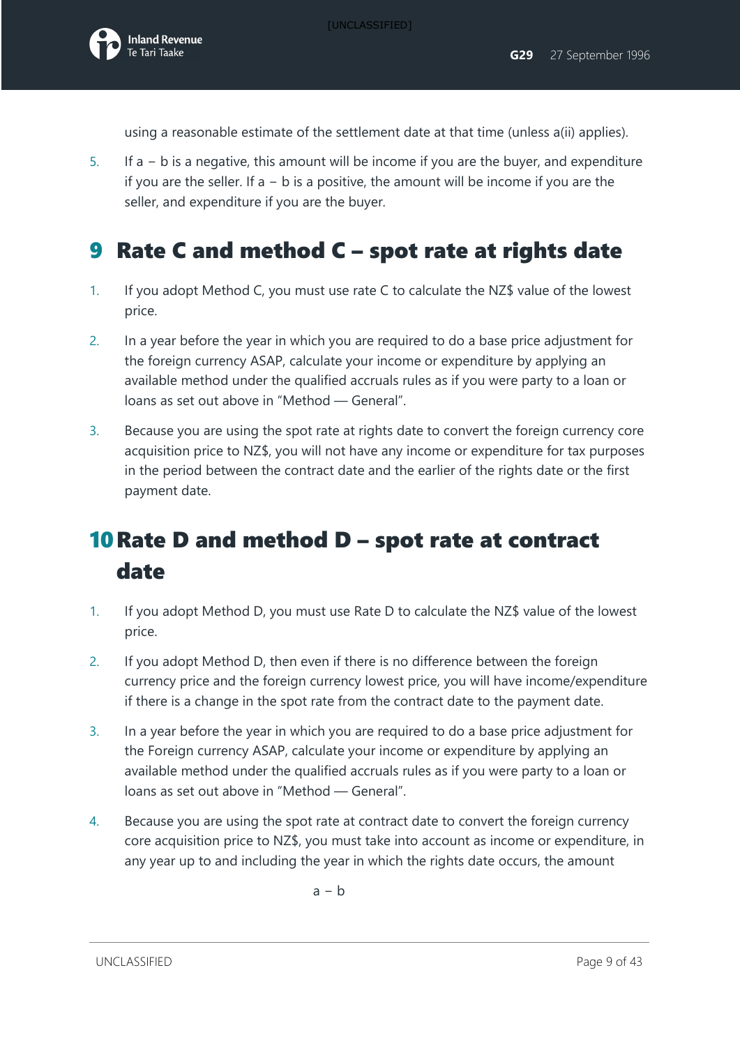using a reasonable estimate of the settlement date at that time (unless a(ii) applies).

5. If a − b is a negative, this amount will be income if you are the buyer, and expenditure if you are the seller. If a − b is a positive, the amount will be income if you are the seller, and expenditure if you are the buyer.

# 9 Rate C and method C – spot rate at rights date

1. If you adopt Method C, you must use rate C to calculate the NZ$ value of the lowest price.
2. In a year before the year in which you are required to do a base price adjustment for the foreign currency ASAP, calculate your income or expenditure by applying an available method under the qualified accruals rules as if you were party to a loan or loans as set out above in "Method — General".
3. Because you are using the spot rate at rights date to convert the foreign currency core acquisition price to NZ$, you will not have any income or expenditure for tax purposes in the period between the contract date and the earlier of the rights date or the first payment date.

# 10 Rate D and method D – spot rate at contract date

1. If you adopt Method D, you must use Rate D to calculate the NZ$ value of the lowest price.
2. If you adopt Method D, then even if there is no difference between the foreign currency price and the foreign currency lowest price, you will have income/expenditure if there is a change in the spot rate from the contract date to the payment date.
3. In a year before the year in which you are required to do a base price adjustment for the Foreign currency ASAP, calculate your income or expenditure by applying an available method under the qualified accruals rules as if you were party to a loan or loans as set out above in "Method — General".
4. Because you are using the spot rate at contract date to convert the foreign currency core acquisition price to NZ$, you must take into account as income or expenditure, in any year up to and including the year in which the rights date occurs, the amount

$$a - b$$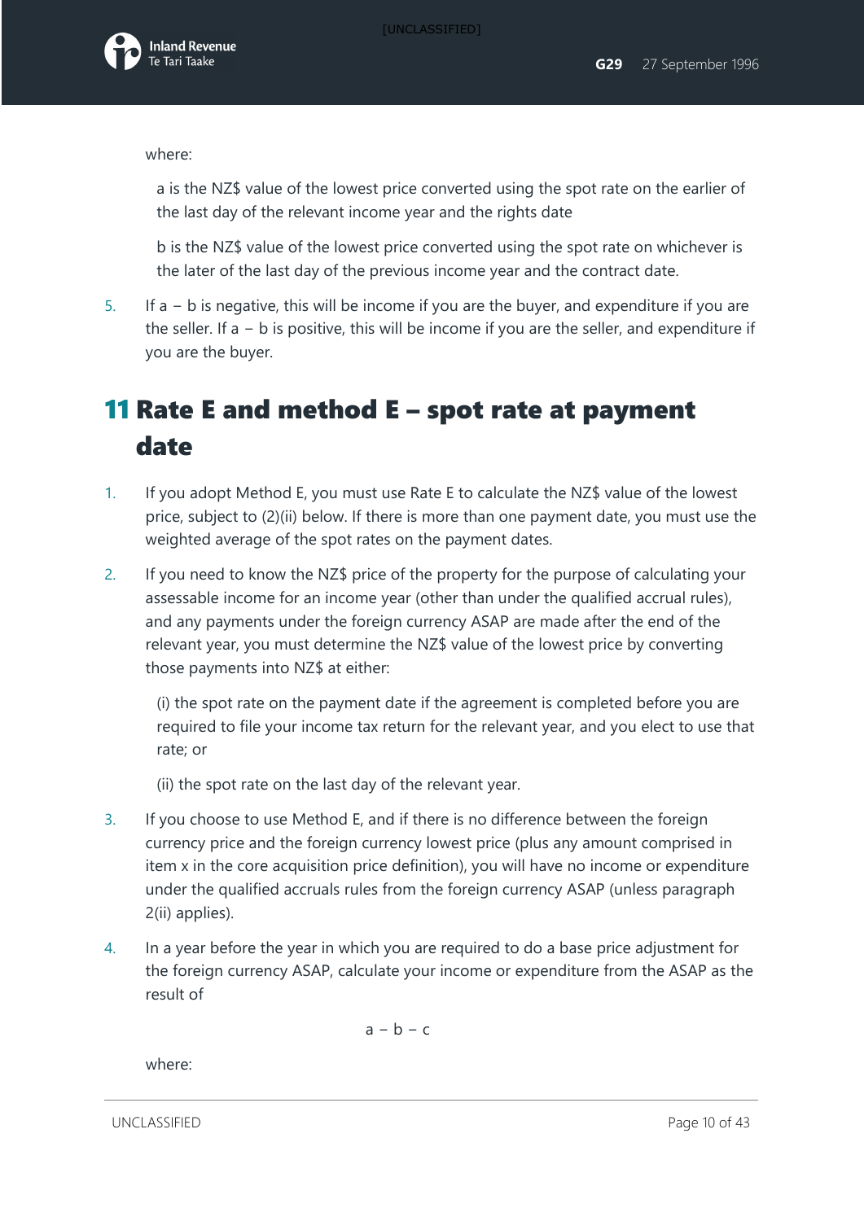where:

a is the NZ$ value of the lowest price converted using the spot rate on the earlier of the last day of the relevant income year and the rights date

b is the NZ$ value of the lowest price converted using the spot rate on whichever is the later of the last day of the previous income year and the contract date.

5. If a − b is negative, this will be income if you are the buyer, and expenditure if you are the seller. If a − b is positive, this will be income if you are the seller, and expenditure if you are the buyer.

# 11 Rate E and method E – spot rate at payment date

1. If you adopt Method E, you must use Rate E to calculate the NZ$ value of the lowest price, subject to (2)(ii) below. If there is more than one payment date, you must use the weighted average of the spot rates on the payment dates.
2. If you need to know the NZ$ price of the property for the purpose of calculating your assessable income for an income year (other than under the qualified accrual rules), and any payments under the foreign currency ASAP are made after the end of the relevant year, you must determine the NZ$ value of the lowest price by converting those payments into NZ$ at either:

   (i) the spot rate on the payment date if the agreement is completed before you are required to file your income tax return for the relevant year, and you elect to use that rate; or

   (ii) the spot rate on the last day of the relevant year.
3. If you choose to use Method E, and if there is no difference between the foreign currency price and the foreign currency lowest price (plus any amount comprised in item x in the core acquisition price definition), you will have no income or expenditure under the qualified accruals rules from the foreign currency ASAP (unless paragraph 2(ii) applies).
4. In a year before the year in which you are required to do a base price adjustment for the foreign currency ASAP, calculate your income or expenditure from the ASAP as the result of

$$a - b - c$$

where: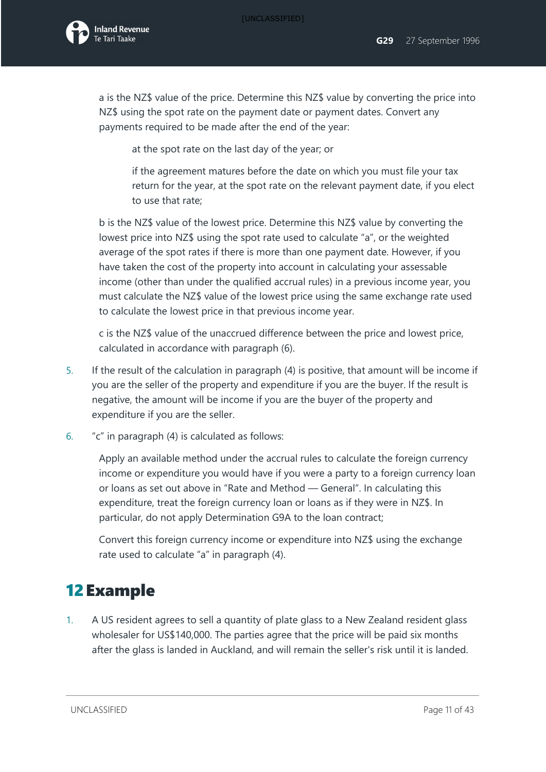a is the NZ$ value of the price. Determine this NZ$ value by converting the price into NZ$ using the spot rate on the payment date or payment dates. Convert any payments required to be made after the end of the year:

> at the spot rate on the last day of the year; or
>
> if the agreement matures before the date on which you must file your tax return for the year, at the spot rate on the relevant payment date, if you elect to use that rate;

b is the NZ$ value of the lowest price. Determine this NZ$ value by converting the lowest price into NZ$ using the spot rate used to calculate “a”, or the weighted average of the spot rates if there is more than one payment date. However, if you have taken the cost of the property into account in calculating your assessable income (other than under the qualified accrual rules) in a previous income year, you must calculate the NZ$ value of the lowest price using the same exchange rate used to calculate the lowest price in that previous income year.

c is the NZ$ value of the unaccrued difference between the price and lowest price, calculated in accordance with paragraph (6).

5. If the result of the calculation in paragraph (4) is positive, that amount will be income if you are the seller of the property and expenditure if you are the buyer. If the result is negative, the amount will be income if you are the buyer of the property and expenditure if you are the seller.
6. “c” in paragraph (4) is calculated as follows:

   Apply an available method under the accrual rules to calculate the foreign currency income or expenditure you would have if you were a party to a foreign currency loan or loans as set out above in “Rate and Method — General”. In calculating this expenditure, treat the foreign currency loan or loans as if they were in NZ$. In particular, do not apply Determination G9A to the loan contract;

   Convert this foreign currency income or expenditure into NZ$ using the exchange rate used to calculate “a” in paragraph (4).

## 12 Example

1. A US resident agrees to sell a quantity of plate glass to a New Zealand resident glass wholesaler for US$140,000. The parties agree that the price will be paid six months after the glass is landed in Auckland, and will remain the seller's risk until it is landed.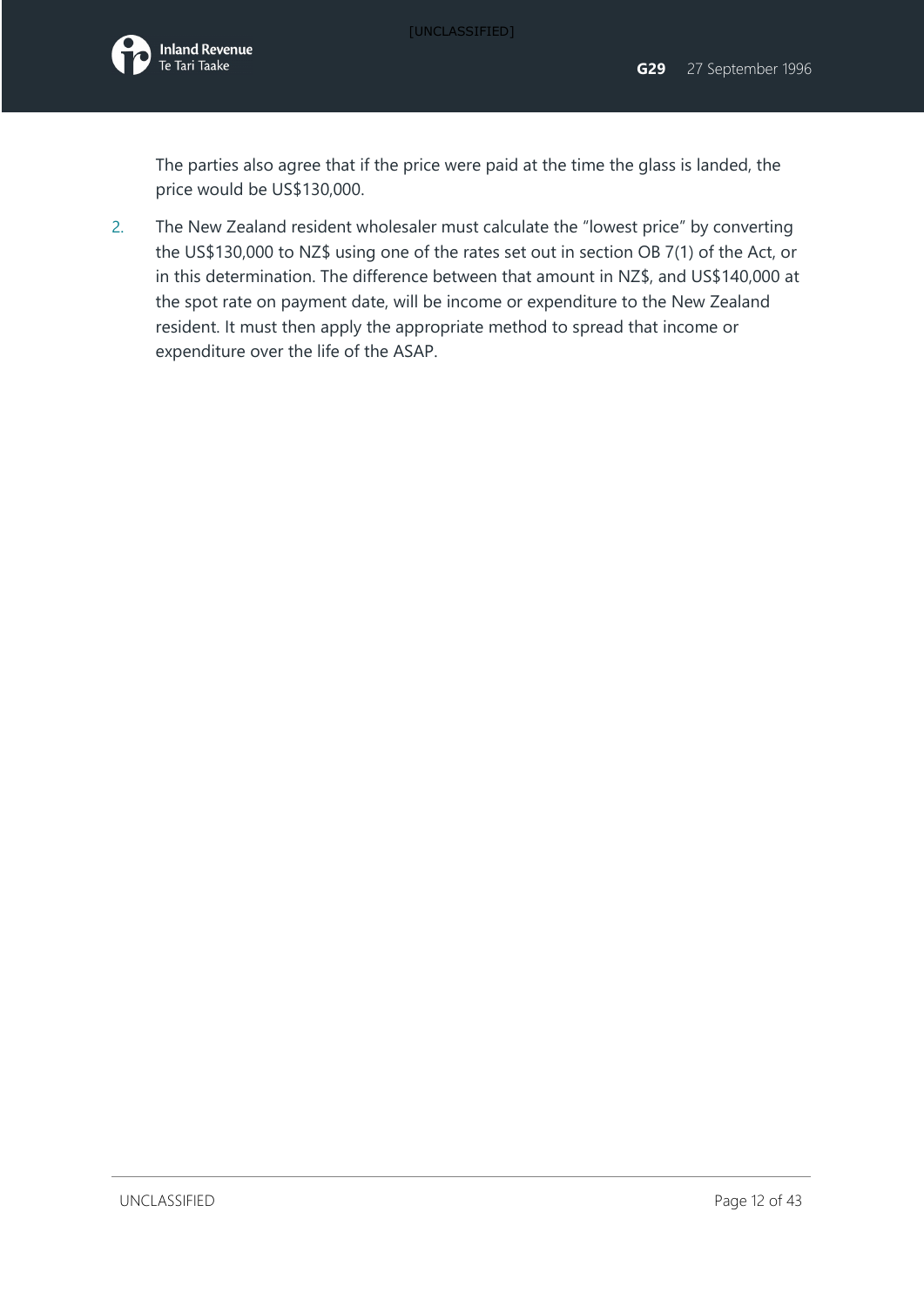The parties also agree that if the price were paid at the time the glass is landed, the price would be US$130,000.

2. The New Zealand resident wholesaler must calculate the "lowest price" by converting the US$130,000 to NZ$ using one of the rates set out in section OB 7(1) of the Act, or in this determination. The difference between that amount in NZ$, and US$140,000 at the spot rate on payment date, will be income or expenditure to the New Zealand resident. It must then apply the appropriate method to spread that income or expenditure over the life of the ASAP.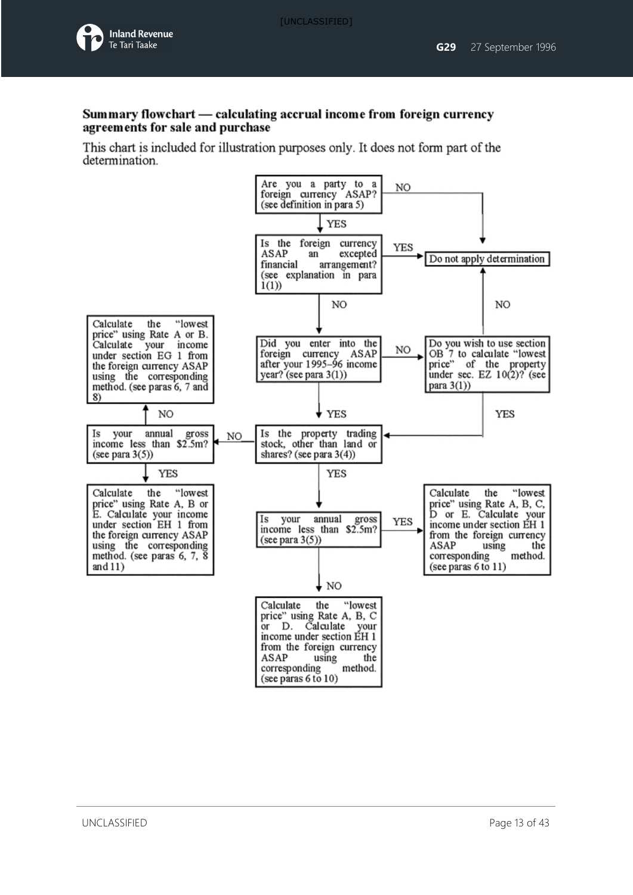**Summary flowchart — calculating accrual income from foreign currency agreements for sale and purchase**

This chart is included for illustration purposes only. It does not form part of the determination.

Are you a party to a foreign currency ASAP? (see definition in para 5)

- NO → Do not apply determination
- YES → Is the foreign currency ASAP an excepted financial arrangement? (see explanation in para 1(1))
  - YES → Do not apply determination
  - NO → Did you enter into the foreign currency ASAP after your 1995–96 income year? (see para 3(1))
    - NO → Do you wish to use section OB 7 to calculate "lowest price" of the property under sec. EZ 10(2)? (see para 3(1))
      - NO → Do not apply determination
      - YES → Is the property trading stock, other than land or shares? (see para 3(4))
    - YES → Is the property trading stock, other than land or shares? (see para 3(4))

Is the property trading stock, other than land or shares? (see para 3(4))

- NO → Is your annual gross income less than $2.5m? (see para 3(5))
  - NO → Calculate the "lowest price" using Rate A or B. Calculate your income under section EG 1 from the foreign currency ASAP using the corresponding method. (see paras 6, 7 and 8)
  - YES → Calculate the "lowest price" using Rate A, B or E. Calculate your income under section EH 1 from the foreign currency ASAP using the corresponding method. (see paras 6, 7, 8 and 11)
- YES → Is your annual gross income less than $2.5m? (see para 3(5))
  - YES → Calculate the "lowest price" using Rate A, B, C, D or E. Calculate your income under section EH 1 from the foreign currency ASAP using the corresponding method. (see paras 6 to 11)
  - NO → Calculate the "lowest price" using Rate A, B, C or D. Calculate your income under section EH 1 from the foreign currency ASAP using the corresponding method. (see paras 6 to 10)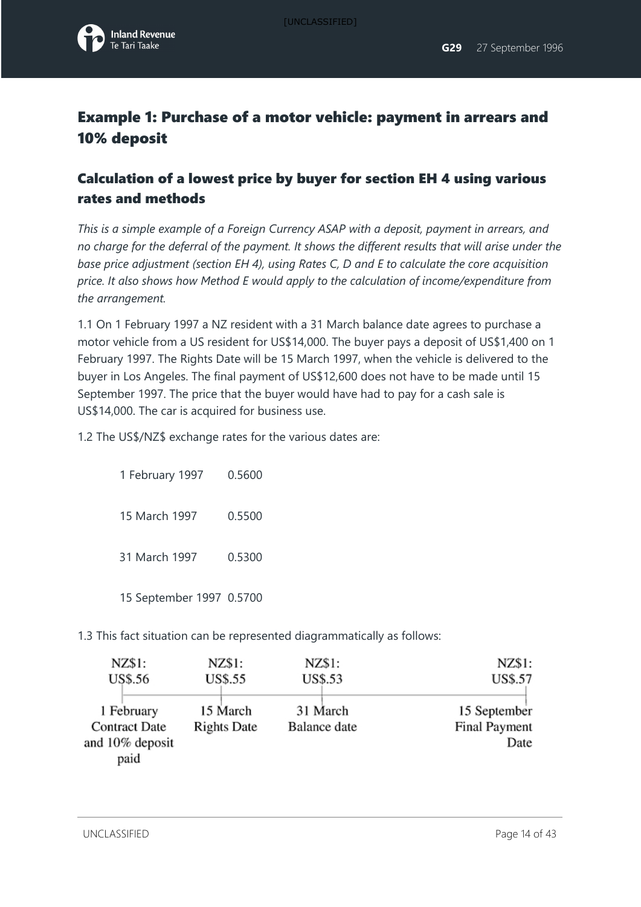## Example 1: Purchase of a motor vehicle: payment in arrears and 10% deposit

### Calculation of a lowest price by buyer for section EH 4 using various rates and methods

*This is a simple example of a Foreign Currency ASAP with a deposit, payment in arrears, and no charge for the deferral of the payment. It shows the different results that will arise under the base price adjustment (section EH 4), using Rates C, D and E to calculate the core acquisition price. It also shows how Method E would apply to the calculation of income/expenditure from the arrangement.*

1.1 On 1 February 1997 a NZ resident with a 31 March balance date agrees to purchase a motor vehicle from a US resident for US$14,000. The buyer pays a deposit of US$1,400 on 1 February 1997. The Rights Date will be 15 March 1997, when the vehicle is delivered to the buyer in Los Angeles. The final payment of US$12,600 does not have to be made until 15 September 1997. The price that the buyer would have had to pay for a cash sale is US$14,000. The car is acquired for business use.

1.2 The US$/NZ$ exchange rates for the various dates are:

| | |
|---|---|
| 1 February 1997 | 0.5600 |
| 15 March 1997 | 0.5500 |
| 31 March 1997 | 0.5300 |
| 15 September 1997 | 0.5700 |

1.3 This fact situation can be represented diagrammatically as follows:

| NZ$1: US$.56 | NZ$1: US$.55 | NZ$1: US$.53 | NZ$1: US$.57 |
|---|---|---|---|
| 1 February Contract Date and 10% deposit paid | 15 March Rights Date | 31 March Balance date | 15 September Final Payment Date |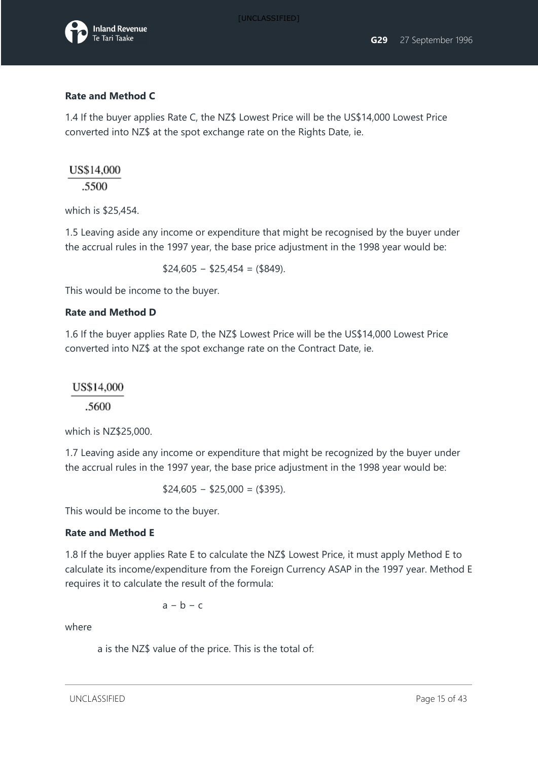**Rate and Method C**

1.4 If the buyer applies Rate C, the NZ$ Lowest Price will be the US$14,000 Lowest Price converted into NZ$ at the spot exchange rate on the Rights Date, ie.

$$\frac{\text{US\$14,000}}{.5500}$$

which is $25,454.

1.5 Leaving aside any income or expenditure that might be recognised by the buyer under the accrual rules in the 1997 year, the base price adjustment in the 1998 year would be:

$$\$24,605 - \$25,454 = (\$849).$$

This would be income to the buyer.

**Rate and Method D**

1.6 If the buyer applies Rate D, the NZ$ Lowest Price will be the US$14,000 Lowest Price converted into NZ$ at the spot exchange rate on the Contract Date, ie.

$$\frac{\text{US\$14,000}}{.5600}$$

which is NZ$25,000.

1.7 Leaving aside any income or expenditure that might be recognized by the buyer under the accrual rules in the 1997 year, the base price adjustment in the 1998 year would be:

$$\$24,605 - \$25,000 = (\$395).$$

This would be income to the buyer.

**Rate and Method E**

1.8 If the buyer applies Rate E to calculate the NZ$ Lowest Price, it must apply Method E to calculate its income/expenditure from the Foreign Currency ASAP in the 1997 year. Method E requires it to calculate the result of the formula:

$$a - b - c$$

where

a is the NZ$ value of the price. This is the total of: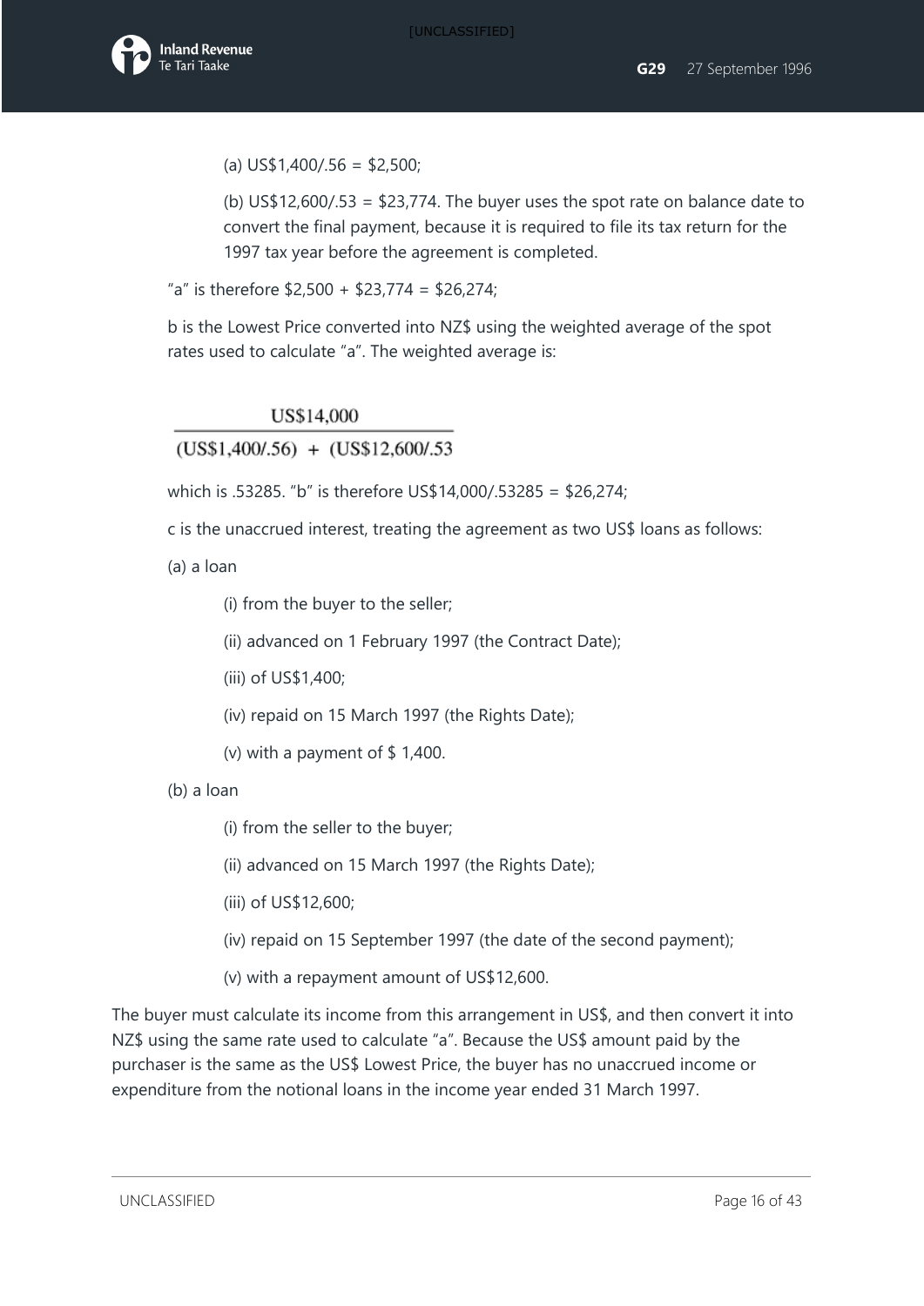(a) US$1,400/.56 = $2,500;

(b) US$12,600/.53 = $23,774. The buyer uses the spot rate on balance date to convert the final payment, because it is required to file its tax return for the 1997 tax year before the agreement is completed.

"a" is therefore $2,500 + $23,774 = $26,274;

b is the Lowest Price converted into NZ$ using the weighted average of the spot rates used to calculate "a". The weighted average is:

$$\frac{\text{US\$14,000}}{(\text{US\$1,400/.56}) + (\text{US\$12,600/.53}}$$

which is .53285. "b" is therefore US$14,000/.53285 = $26,274;

c is the unaccrued interest, treating the agreement as two US$ loans as follows:

(a) a loan

- (i) from the buyer to the seller;
- (ii) advanced on 1 February 1997 (the Contract Date);
- (iii) of US$1,400;
- (iv) repaid on 15 March 1997 (the Rights Date);
- (v) with a payment of $ 1,400.

(b) a loan

- (i) from the seller to the buyer;
- (ii) advanced on 15 March 1997 (the Rights Date);
- (iii) of US$12,600;
- (iv) repaid on 15 September 1997 (the date of the second payment);
- (v) with a repayment amount of US$12,600.

The buyer must calculate its income from this arrangement in US$, and then convert it into NZ$ using the same rate used to calculate "a". Because the US$ amount paid by the purchaser is the same as the US$ Lowest Price, the buyer has no unaccrued income or expenditure from the notional loans in the income year ended 31 March 1997.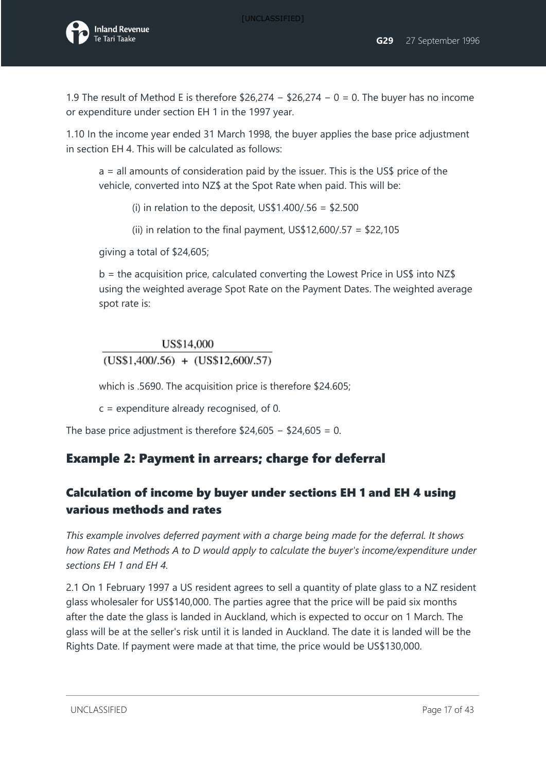1.9 The result of Method E is therefore \$26,274 − \$26,274 − 0 = 0. The buyer has no income or expenditure under section EH 1 in the 1997 year.

1.10 In the income year ended 31 March 1998, the buyer applies the base price adjustment in section EH 4. This will be calculated as follows:

> a = all amounts of consideration paid by the issuer. This is the US\$ price of the vehicle, converted into NZ\$ at the Spot Rate when paid. This will be:
>
> > (i) in relation to the deposit, US\$1.400/.56 = \$2.500
> >
> > (ii) in relation to the final payment, US\$12,600/.57 = \$22,105
>
> giving a total of \$24,605;
>
> b = the acquisition price, calculated converting the Lowest Price in US\$ into NZ\$ using the weighted average Spot Rate on the Payment Dates. The weighted average spot rate is:
>
> $$\frac{\text{US\$14,000}}{(\text{US\$1,400/.56}) + (\text{US\$12,600/.57})}$$
>
> which is .5690. The acquisition price is therefore \$24.605;
>
> c = expenditure already recognised, of 0.

The base price adjustment is therefore \$24,605 − \$24,605 = 0.

## Example 2: Payment in arrears; charge for deferral

### Calculation of income by buyer under sections EH 1 and EH 4 using various methods and rates

*This example involves deferred payment with a charge being made for the deferral. It shows how Rates and Methods A to D would apply to calculate the buyer's income/expenditure under sections EH 1 and EH 4.*

2.1 On 1 February 1997 a US resident agrees to sell a quantity of plate glass to a NZ resident glass wholesaler for US\$140,000. The parties agree that the price will be paid six months after the date the glass is landed in Auckland, which is expected to occur on 1 March. The glass will be at the seller's risk until it is landed in Auckland. The date it is landed will be the Rights Date. If payment were made at that time, the price would be US\$130,000.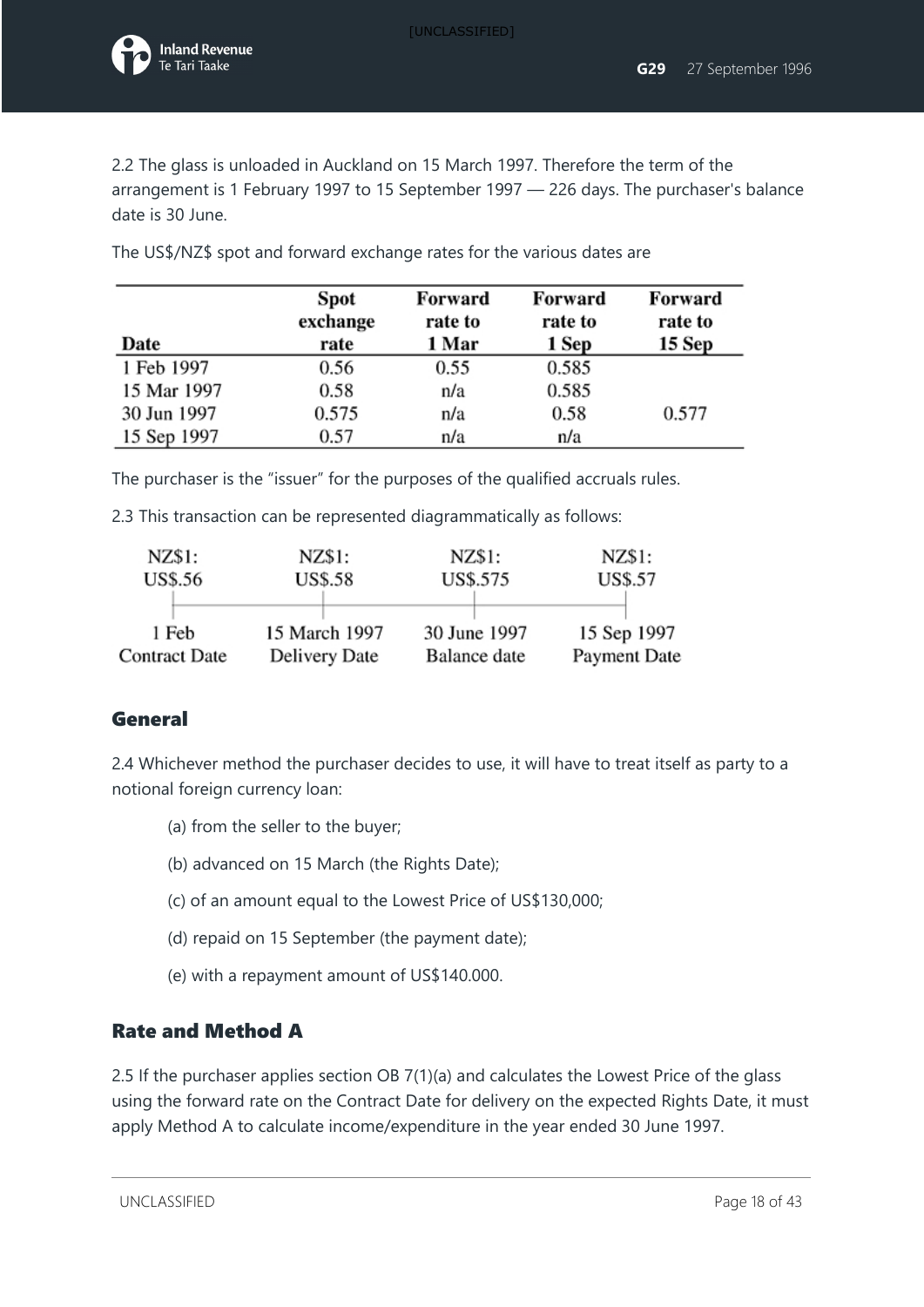2.2 The glass is unloaded in Auckland on 15 March 1997. Therefore the term of the arrangement is 1 February 1997 to 15 September 1997 — 226 days. The purchaser's balance date is 30 June.

The US$/NZ$ spot and forward exchange rates for the various dates are

| Date | Spot exchange rate | Forward rate to 1 Mar | Forward rate to 1 Sep | Forward rate to 15 Sep |
|---|---|---|---|---|
| 1 Feb 1997 | 0.56 | 0.55 | 0.585 | |
| 15 Mar 1997 | 0.58 | n/a | 0.585 | |
| 30 Jun 1997 | 0.575 | n/a | 0.58 | 0.577 |
| 15 Sep 1997 | 0.57 | n/a | n/a | |

The purchaser is the "issuer" for the purposes of the qualified accruals rules.

2.3 This transaction can be represented diagrammatically as follows:

| NZ$1: US$.56 | NZ$1: US$.58 | NZ$1: US$.575 | NZ$1: US$.57 |
|---|---|---|---|
| 1 Feb Contract Date | 15 March 1997 Delivery Date | 30 June 1997 Balance date | 15 Sep 1997 Payment Date |

## General

2.4 Whichever method the purchaser decides to use, it will have to treat itself as party to a notional foreign currency loan:

(a) from the seller to the buyer;

(b) advanced on 15 March (the Rights Date);

(c) of an amount equal to the Lowest Price of US$130,000;

(d) repaid on 15 September (the payment date);

(e) with a repayment amount of US$140.000.

## Rate and Method A

2.5 If the purchaser applies section OB 7(1)(a) and calculates the Lowest Price of the glass using the forward rate on the Contract Date for delivery on the expected Rights Date, it must apply Method A to calculate income/expenditure in the year ended 30 June 1997.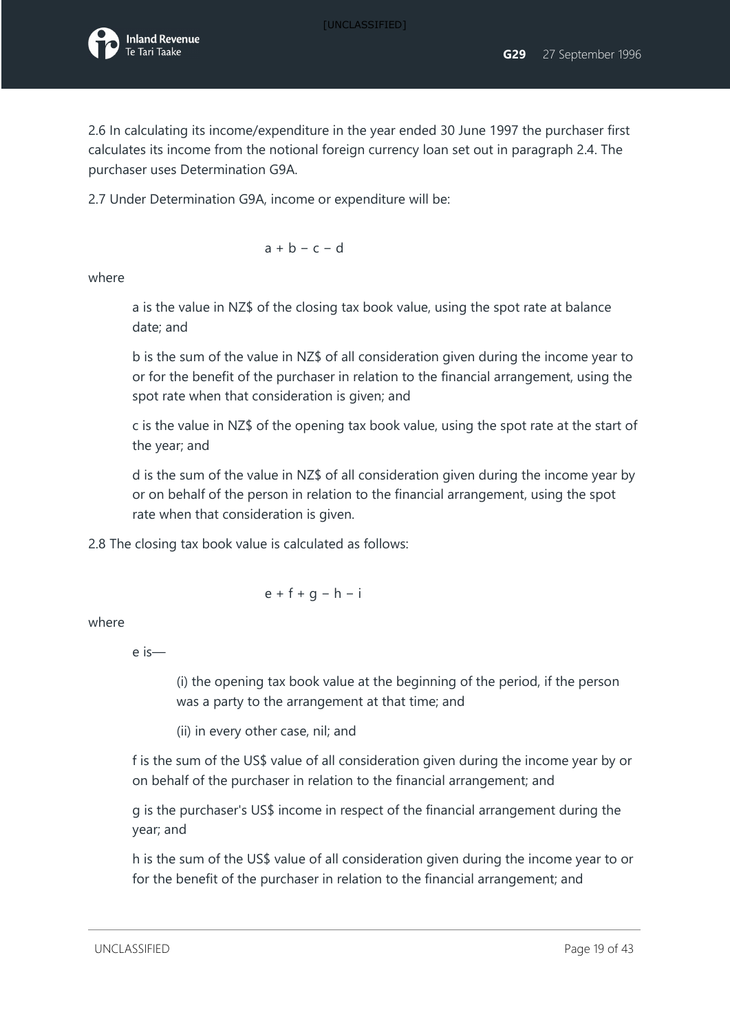2.6 In calculating its income/expenditure in the year ended 30 June 1997 the purchaser first calculates its income from the notional foreign currency loan set out in paragraph 2.4. The purchaser uses Determination G9A.

2.7 Under Determination G9A, income or expenditure will be:

$$a + b - c - d$$

where

> a is the value in NZ$ of the closing tax book value, using the spot rate at balance date; and
>
> b is the sum of the value in NZ$ of all consideration given during the income year to or for the benefit of the purchaser in relation to the financial arrangement, using the spot rate when that consideration is given; and
>
> c is the value in NZ$ of the opening tax book value, using the spot rate at the start of the year; and
>
> d is the sum of the value in NZ$ of all consideration given during the income year by or on behalf of the person in relation to the financial arrangement, using the spot rate when that consideration is given.

2.8 The closing tax book value is calculated as follows:

$$e + f + g - h - i$$

where

> e is—
>
> > (i) the opening tax book value at the beginning of the period, if the person was a party to the arrangement at that time; and
> >
> > (ii) in every other case, nil; and
>
> f is the sum of the US$ value of all consideration given during the income year by or on behalf of the purchaser in relation to the financial arrangement; and
>
> g is the purchaser's US$ income in respect of the financial arrangement during the year; and
>
> h is the sum of the US$ value of all consideration given during the income year to or for the benefit of the purchaser in relation to the financial arrangement; and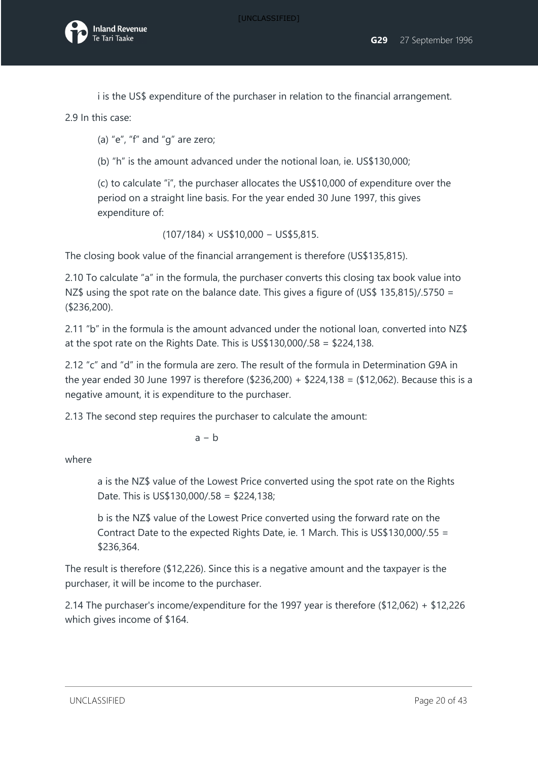i is the US$ expenditure of the purchaser in relation to the financial arrangement.

2.9 In this case:

(a) "e", "f" and "g" are zero;

(b) "h" is the amount advanced under the notional loan, ie. US$130,000;

(c) to calculate "i", the purchaser allocates the US$10,000 of expenditure over the period on a straight line basis. For the year ended 30 June 1997, this gives expenditure of:

$$(107/184) \times US\$10,000 = US\$5,815.$$

The closing book value of the financial arrangement is therefore (US$135,815).

2.10 To calculate "a" in the formula, the purchaser converts this closing tax book value into NZ$ using the spot rate on the balance date. This gives a figure of (US$ 135,815)/.5750 = ($236,200).

2.11 "b" in the formula is the amount advanced under the notional loan, converted into NZ$ at the spot rate on the Rights Date. This is US$130,000/.58 = $224,138.

2.12 "c" and "d" in the formula are zero. The result of the formula in Determination G9A in the year ended 30 June 1997 is therefore ($236,200) + $224,138 = ($12,062). Because this is a negative amount, it is expenditure to the purchaser.

2.13 The second step requires the purchaser to calculate the amount:

$$a - b$$

where

a is the NZ$ value of the Lowest Price converted using the spot rate on the Rights Date. This is US$130,000/.58 = $224,138;

b is the NZ$ value of the Lowest Price converted using the forward rate on the Contract Date to the expected Rights Date, ie. 1 March. This is US$130,000/.55 = $236,364.

The result is therefore ($12,226). Since this is a negative amount and the taxpayer is the purchaser, it will be income to the purchaser.

2.14 The purchaser's income/expenditure for the 1997 year is therefore ($12,062) + $12,226 which gives income of $164.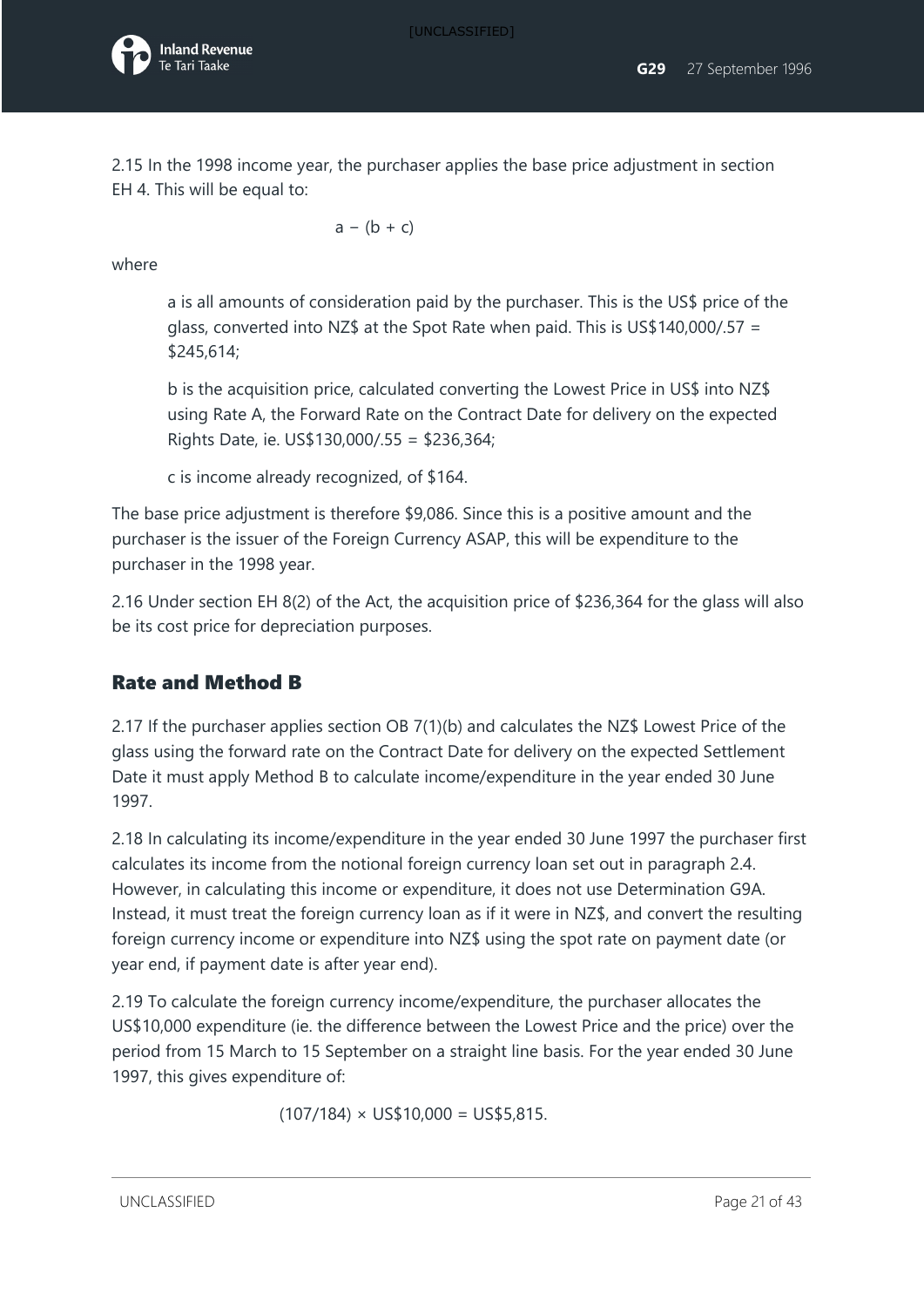2.15 In the 1998 income year, the purchaser applies the base price adjustment in section EH 4. This will be equal to:

$$a - (b + c)$$

where

> a is all amounts of consideration paid by the purchaser. This is the US$ price of the glass, converted into NZ$ at the Spot Rate when paid. This is US$140,000/.57 = $245,614;
>
> b is the acquisition price, calculated converting the Lowest Price in US$ into NZ$ using Rate A, the Forward Rate on the Contract Date for delivery on the expected Rights Date, ie. US$130,000/.55 = $236,364;
>
> c is income already recognized, of $164.

The base price adjustment is therefore $9,086. Since this is a positive amount and the purchaser is the issuer of the Foreign Currency ASAP, this will be expenditure to the purchaser in the 1998 year.

2.16 Under section EH 8(2) of the Act, the acquisition price of $236,364 for the glass will also be its cost price for depreciation purposes.

## Rate and Method B

2.17 If the purchaser applies section OB 7(1)(b) and calculates the NZ$ Lowest Price of the glass using the forward rate on the Contract Date for delivery on the expected Settlement Date it must apply Method B to calculate income/expenditure in the year ended 30 June 1997.

2.18 In calculating its income/expenditure in the year ended 30 June 1997 the purchaser first calculates its income from the notional foreign currency loan set out in paragraph 2.4. However, in calculating this income or expenditure, it does not use Determination G9A. Instead, it must treat the foreign currency loan as if it were in NZ$, and convert the resulting foreign currency income or expenditure into NZ$ using the spot rate on payment date (or year end, if payment date is after year end).

2.19 To calculate the foreign currency income/expenditure, the purchaser allocates the US$10,000 expenditure (ie. the difference between the Lowest Price and the price) over the period from 15 March to 15 September on a straight line basis. For the year ended 30 June 1997, this gives expenditure of:

$$(107/184) \times \text{US\$}10{,}000 = \text{US\$}5{,}815.$$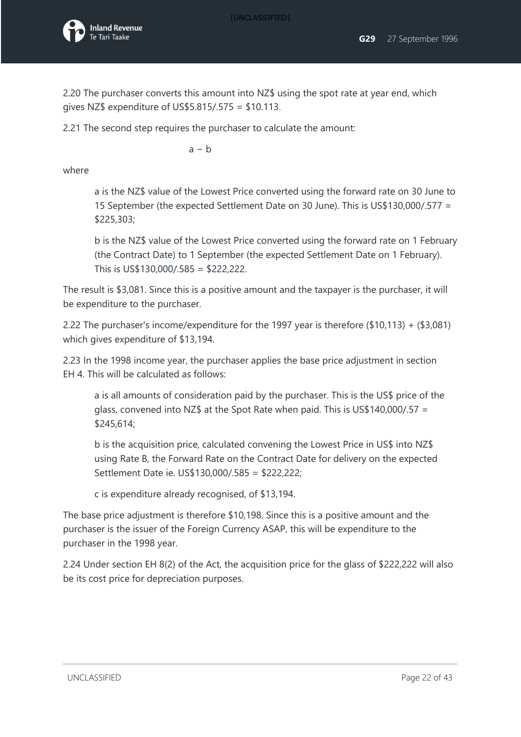2.20 The purchaser converts this amount into NZ$ using the spot rate at year end, which gives NZ$ expenditure of US$5.815/.575 = $10.113.

2.21 The second step requires the purchaser to calculate the amount:

$$a - b$$

where

> a is the NZ$ value of the Lowest Price converted using the forward rate on 30 June to 15 September (the expected Settlement Date on 30 June). This is US$130,000/.577 = $225,303;
>
> b is the NZ$ value of the Lowest Price converted using the forward rate on 1 February (the Contract Date) to 1 September (the expected Settlement Date on 1 February). This is US$130,000/.585 = $222,222.

The result is $3,081. Since this is a positive amount and the taxpayer is the purchaser, it will be expenditure to the purchaser.

2.22 The purchaser's income/expenditure for the 1997 year is therefore ($10,113) + ($3,081) which gives expenditure of $13,194.

2.23 In the 1998 income year, the purchaser applies the base price adjustment in section EH 4. This will be calculated as follows:

> a is all amounts of consideration paid by the purchaser. This is the US$ price of the glass, convened into NZ$ at the Spot Rate when paid. This is US$140,000/.57 = $245,614;
>
> b is the acquisition price, calculated convening the Lowest Price in US$ into NZ$ using Rate B, the Forward Rate on the Contract Date for delivery on the expected Settlement Date ie. US$130,000/.585 = $222,222;
>
> c is expenditure already recognised, of $13,194.

The base price adjustment is therefore $10,198. Since this is a positive amount and the purchaser is the issuer of the Foreign Currency ASAP, this will be expenditure to the purchaser in the 1998 year.

2.24 Under section EH 8(2) of the Act, the acquisition price for the glass of $222,222 will also be its cost price for depreciation purposes.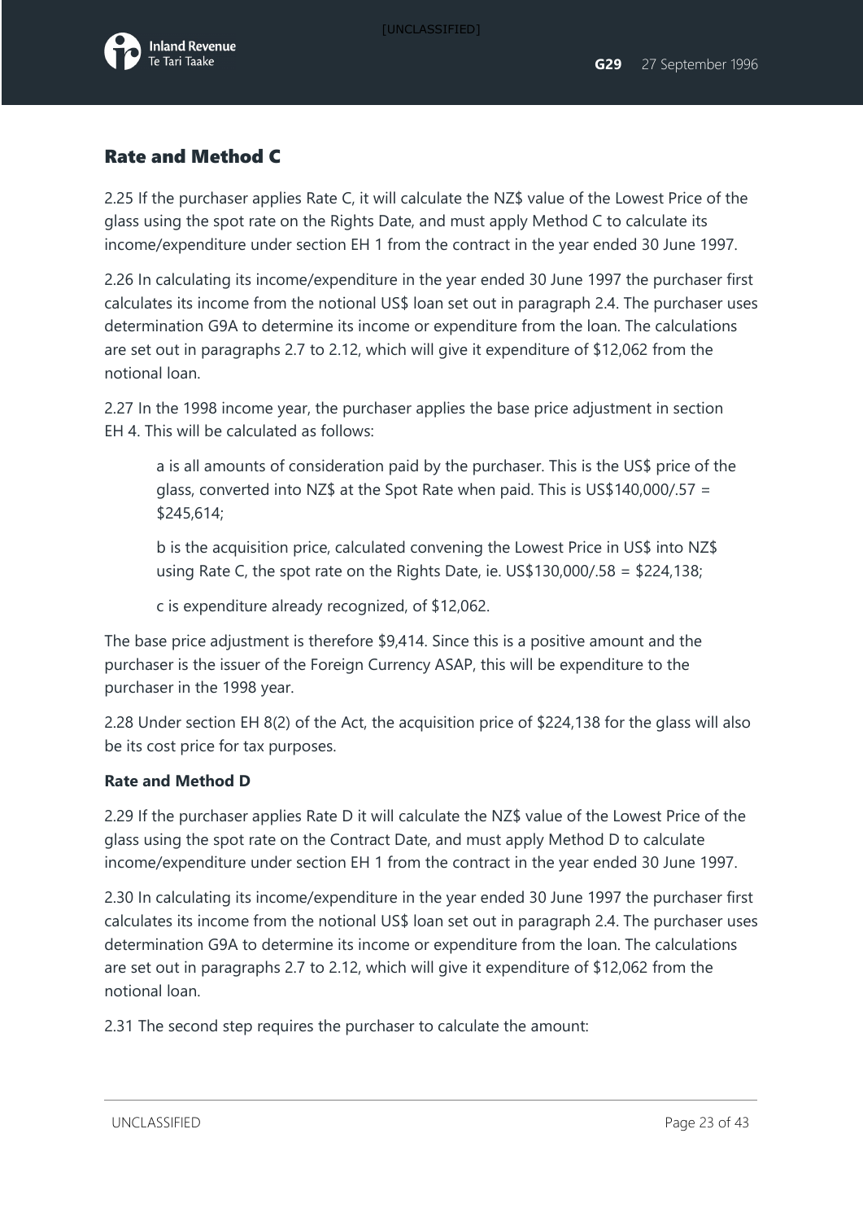## Rate and Method C

2.25 If the purchaser applies Rate C, it will calculate the NZ$ value of the Lowest Price of the glass using the spot rate on the Rights Date, and must apply Method C to calculate its income/expenditure under section EH 1 from the contract in the year ended 30 June 1997.

2.26 In calculating its income/expenditure in the year ended 30 June 1997 the purchaser first calculates its income from the notional US$ loan set out in paragraph 2.4. The purchaser uses determination G9A to determine its income or expenditure from the loan. The calculations are set out in paragraphs 2.7 to 2.12, which will give it expenditure of $12,062 from the notional loan.

2.27 In the 1998 income year, the purchaser applies the base price adjustment in section EH 4. This will be calculated as follows:

> a is all amounts of consideration paid by the purchaser. This is the US$ price of the glass, converted into NZ$ at the Spot Rate when paid. This is US$140,000/.57 = $245,614;
>
> b is the acquisition price, calculated convening the Lowest Price in US$ into NZ$ using Rate C, the spot rate on the Rights Date, ie. US$130,000/.58 = $224,138;
>
> c is expenditure already recognized, of $12,062.

The base price adjustment is therefore $9,414. Since this is a positive amount and the purchaser is the issuer of the Foreign Currency ASAP, this will be expenditure to the purchaser in the 1998 year.

2.28 Under section EH 8(2) of the Act, the acquisition price of $224,138 for the glass will also be its cost price for tax purposes.

**Rate and Method D**

2.29 If the purchaser applies Rate D it will calculate the NZ$ value of the Lowest Price of the glass using the spot rate on the Contract Date, and must apply Method D to calculate income/expenditure under section EH 1 from the contract in the year ended 30 June 1997.

2.30 In calculating its income/expenditure in the year ended 30 June 1997 the purchaser first calculates its income from the notional US$ loan set out in paragraph 2.4. The purchaser uses determination G9A to determine its income or expenditure from the loan. The calculations are set out in paragraphs 2.7 to 2.12, which will give it expenditure of $12,062 from the notional loan.

2.31 The second step requires the purchaser to calculate the amount: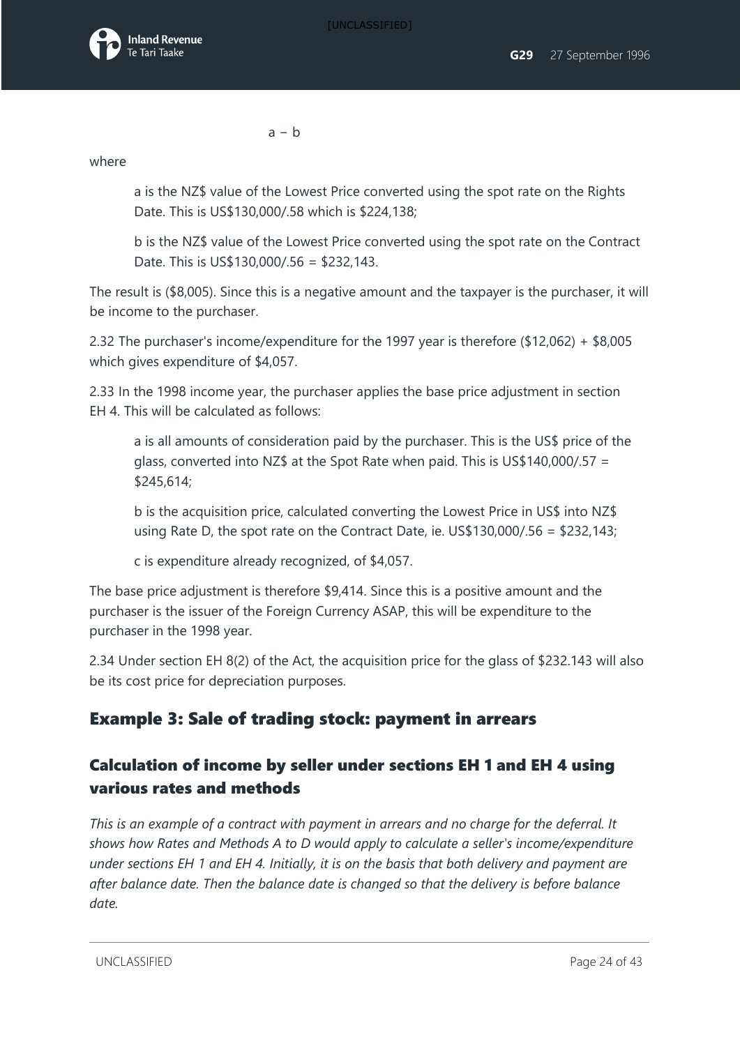a − b

where

> a is the NZ$ value of the Lowest Price converted using the spot rate on the Rights Date. This is US$130,000/.58 which is $224,138;
>
> b is the NZ$ value of the Lowest Price converted using the spot rate on the Contract Date. This is US$130,000/.56 = $232,143.

The result is ($8,005). Since this is a negative amount and the taxpayer is the purchaser, it will be income to the purchaser.

2.32 The purchaser's income/expenditure for the 1997 year is therefore ($12,062) + $8,005 which gives expenditure of $4,057.

2.33 In the 1998 income year, the purchaser applies the base price adjustment in section EH 4. This will be calculated as follows:

> a is all amounts of consideration paid by the purchaser. This is the US$ price of the glass, converted into NZ$ at the Spot Rate when paid. This is US$140,000/.57 = $245,614;
>
> b is the acquisition price, calculated converting the Lowest Price in US$ into NZ$ using Rate D, the spot rate on the Contract Date, ie. US$130,000/.56 = $232,143;
>
> c is expenditure already recognized, of $4,057.

The base price adjustment is therefore $9,414. Since this is a positive amount and the purchaser is the issuer of the Foreign Currency ASAP, this will be expenditure to the purchaser in the 1998 year.

2.34 Under section EH 8(2) of the Act, the acquisition price for the glass of $232.143 will also be its cost price for depreciation purposes.

## Example 3: Sale of trading stock: payment in arrears

### Calculation of income by seller under sections EH 1 and EH 4 using various rates and methods

*This is an example of a contract with payment in arrears and no charge for the deferral. It shows how Rates and Methods A to D would apply to calculate a seller's income/expenditure under sections EH 1 and EH 4. Initially, it is on the basis that both delivery and payment are after balance date. Then the balance date is changed so that the delivery is before balance date.*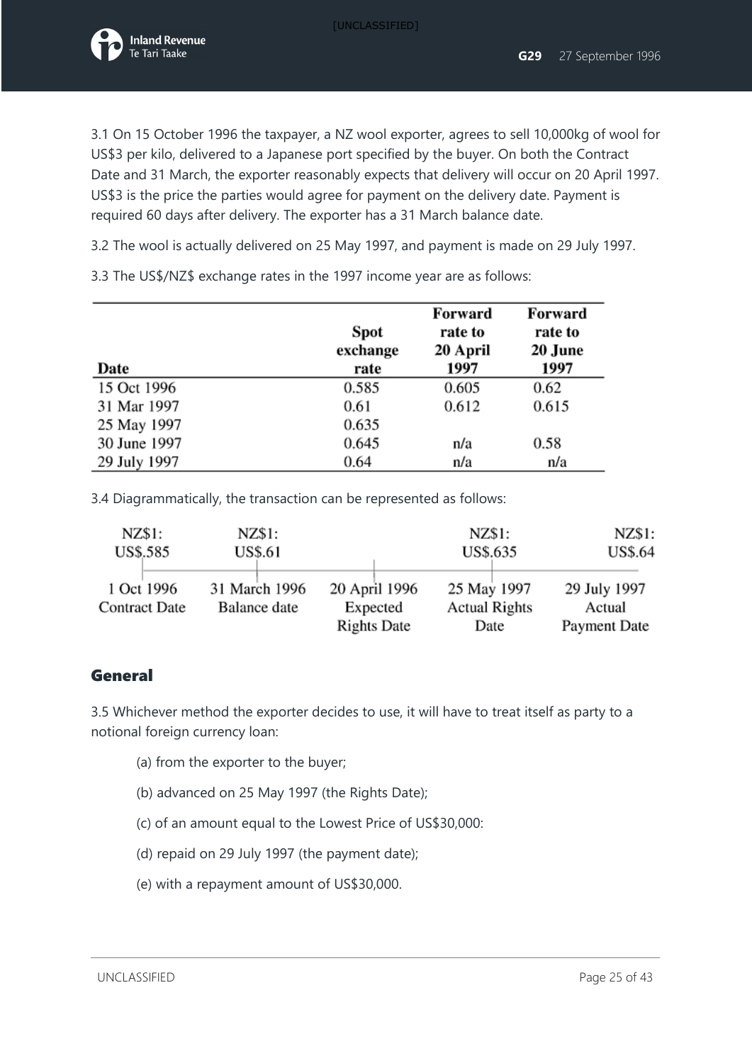3.1 On 15 October 1996 the taxpayer, a NZ wool exporter, agrees to sell 10,000kg of wool for US$3 per kilo, delivered to a Japanese port specified by the buyer. On both the Contract Date and 31 March, the exporter reasonably expects that delivery will occur on 20 April 1997. US$3 is the price the parties would agree for payment on the delivery date. Payment is required 60 days after delivery. The exporter has a 31 March balance date.

3.2 The wool is actually delivered on 25 May 1997, and payment is made on 29 July 1997.

3.3 The US$/NZ$ exchange rates in the 1997 income year are as follows:

| Date | Spot exchange rate | Forward rate to 20 April 1997 | Forward rate to 20 June 1997 |
|---|---|---|---|
| 15 Oct 1996 | 0.585 | 0.605 | 0.62 |
| 31 Mar 1997 | 0.61 | 0.612 | 0.615 |
| 25 May 1997 | 0.635 | | |
| 30 June 1997 | 0.645 | n/a | 0.58 |
| 29 July 1997 | 0.64 | n/a | n/a |

3.4 Diagrammatically, the transaction can be represented as follows:

| NZ$1: US$.585 | NZ$1: US$.61 | | NZ$1: US$.635 | NZ$1: US$.64 |
|---|---|---|---|---|
| 1 Oct 1996 Contract Date | 31 March 1996 Balance date | 20 April 1996 Expected Rights Date | 25 May 1997 Actual Rights Date | 29 July 1997 Actual Payment Date |

## General

3.5 Whichever method the exporter decides to use, it will have to treat itself as party to a notional foreign currency loan:

(a) from the exporter to the buyer;

(b) advanced on 25 May 1997 (the Rights Date);

(c) of an amount equal to the Lowest Price of US$30,000:

(d) repaid on 29 July 1997 (the payment date);

(e) with a repayment amount of US$30,000.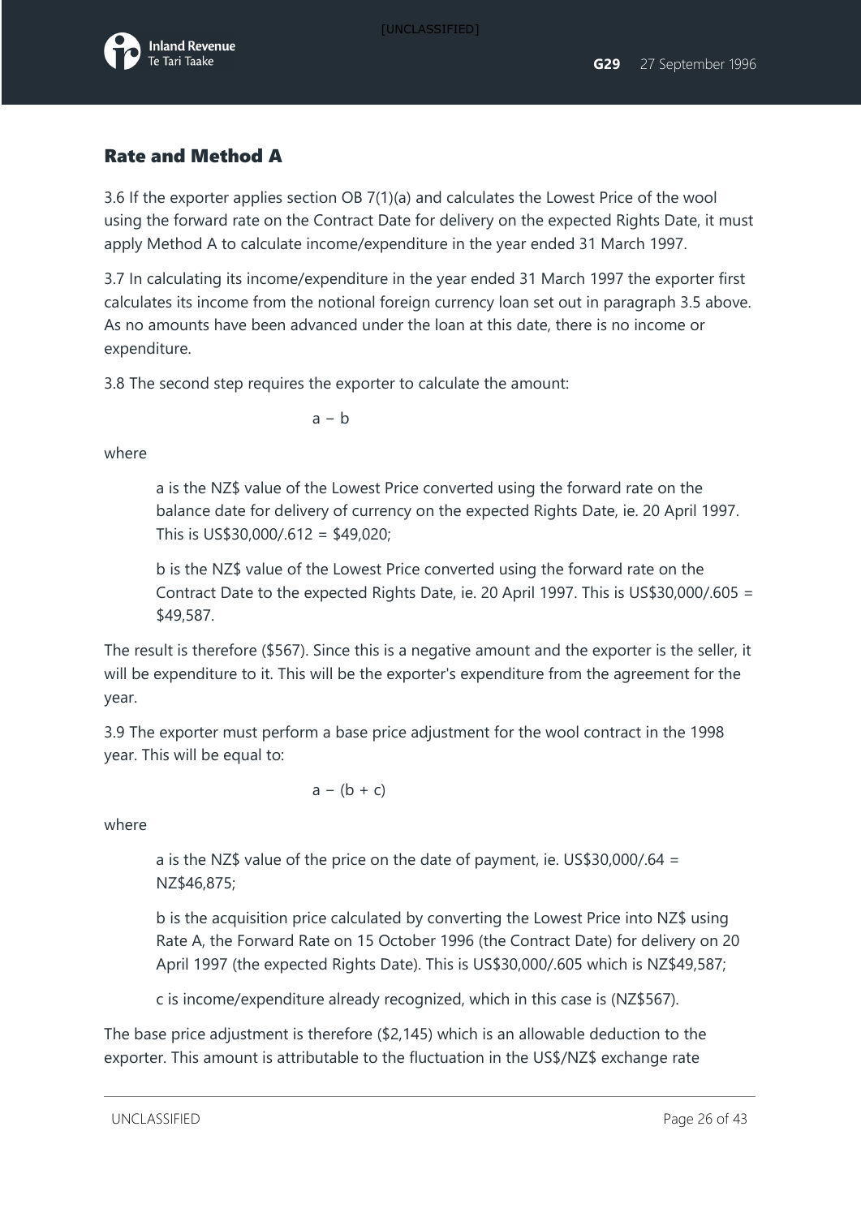## Rate and Method A

3.6 If the exporter applies section OB 7(1)(a) and calculates the Lowest Price of the wool using the forward rate on the Contract Date for delivery on the expected Rights Date, it must apply Method A to calculate income/expenditure in the year ended 31 March 1997.

3.7 In calculating its income/expenditure in the year ended 31 March 1997 the exporter first calculates its income from the notional foreign currency loan set out in paragraph 3.5 above. As no amounts have been advanced under the loan at this date, there is no income or expenditure.

3.8 The second step requires the exporter to calculate the amount:

$$a - b$$

where

> a is the NZ$ value of the Lowest Price converted using the forward rate on the balance date for delivery of currency on the expected Rights Date, ie. 20 April 1997. This is US$30,000/.612 = $49,020;
>
> b is the NZ$ value of the Lowest Price converted using the forward rate on the Contract Date to the expected Rights Date, ie. 20 April 1997. This is US$30,000/.605 = $49,587.

The result is therefore ($567). Since this is a negative amount and the exporter is the seller, it will be expenditure to it. This will be the exporter's expenditure from the agreement for the year.

3.9 The exporter must perform a base price adjustment for the wool contract in the 1998 year. This will be equal to:

$$a - (b + c)$$

where

> a is the NZ$ value of the price on the date of payment, ie. US$30,000/.64 = NZ$46,875;
>
> b is the acquisition price calculated by converting the Lowest Price into NZ$ using Rate A, the Forward Rate on 15 October 1996 (the Contract Date) for delivery on 20 April 1997 (the expected Rights Date). This is US$30,000/.605 which is NZ$49,587;
>
> c is income/expenditure already recognized, which in this case is (NZ$567).

The base price adjustment is therefore ($2,145) which is an allowable deduction to the exporter. This amount is attributable to the fluctuation in the US$/NZ$ exchange rate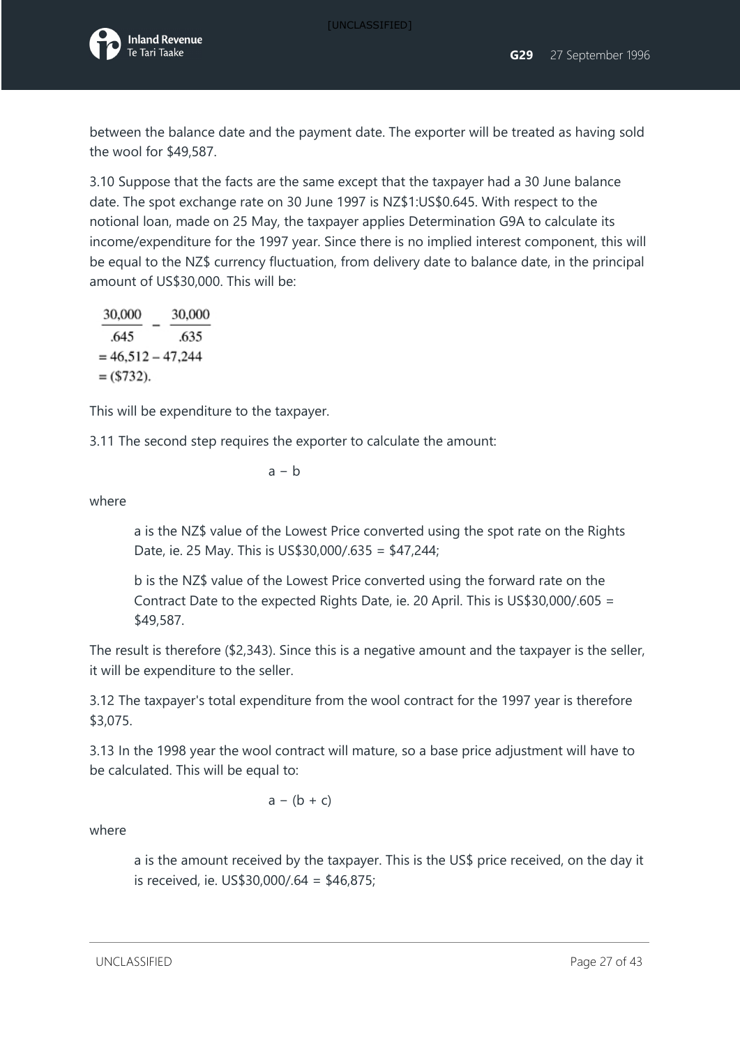between the balance date and the payment date. The exporter will be treated as having sold the wool for $49,587.

3.10 Suppose that the facts are the same except that the taxpayer had a 30 June balance date. The spot exchange rate on 30 June 1997 is NZ$1:US$0.645. With respect to the notional loan, made on 25 May, the taxpayer applies Determination G9A to calculate its income/expenditure for the 1997 year. Since there is no implied interest component, this will be equal to the NZ$ currency fluctuation, from delivery date to balance date, in the principal amount of US$30,000. This will be:

$$\frac{30{,}000}{.645} - \frac{30{,}000}{.635}$$
$$= 46{,}512 - 47{,}244$$
$$= (\$732).$$

This will be expenditure to the taxpayer.

3.11 The second step requires the exporter to calculate the amount:

$$a - b$$

where

> a is the NZ$ value of the Lowest Price converted using the spot rate on the Rights Date, ie. 25 May. This is US$30,000/.635 = $47,244;
>
> b is the NZ$ value of the Lowest Price converted using the forward rate on the Contract Date to the expected Rights Date, ie. 20 April. This is US$30,000/.605 = $49,587.

The result is therefore ($2,343). Since this is a negative amount and the taxpayer is the seller, it will be expenditure to the seller.

3.12 The taxpayer's total expenditure from the wool contract for the 1997 year is therefore $3,075.

3.13 In the 1998 year the wool contract will mature, so a base price adjustment will have to be calculated. This will be equal to:

$$a - (b + c)$$

where

> a is the amount received by the taxpayer. This is the US$ price received, on the day it is received, ie. US$30,000/.64 = $46,875;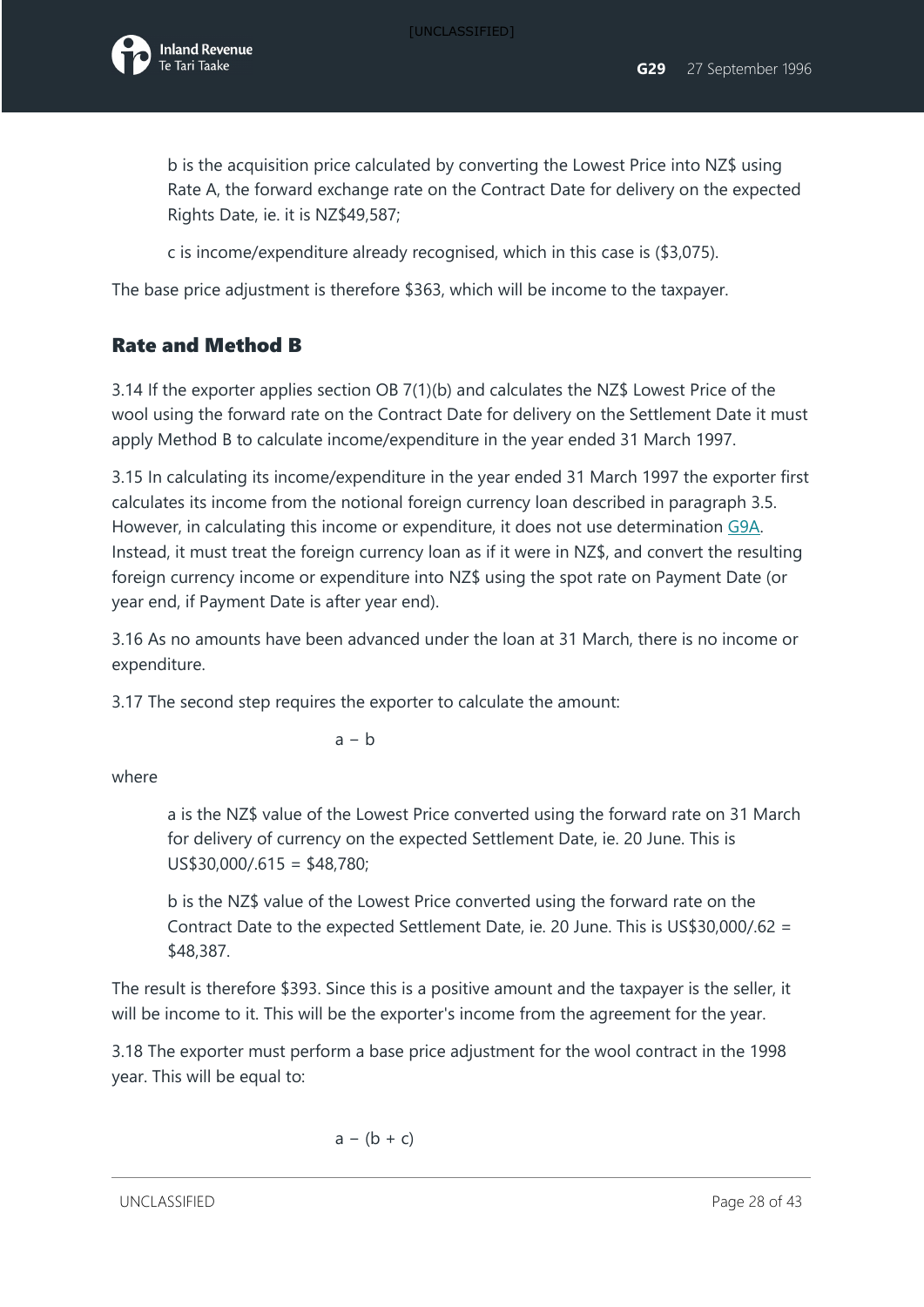b is the acquisition price calculated by converting the Lowest Price into NZ$ using Rate A, the forward exchange rate on the Contract Date for delivery on the expected Rights Date, ie. it is NZ$49,587;

c is income/expenditure already recognised, which in this case is ($3,075).

The base price adjustment is therefore $363, which will be income to the taxpayer.

## Rate and Method B

3.14 If the exporter applies section OB 7(1)(b) and calculates the NZ$ Lowest Price of the wool using the forward rate on the Contract Date for delivery on the Settlement Date it must apply Method B to calculate income/expenditure in the year ended 31 March 1997.

3.15 In calculating its income/expenditure in the year ended 31 March 1997 the exporter first calculates its income from the notional foreign currency loan described in paragraph 3.5. However, in calculating this income or expenditure, it does not use determination G9A. Instead, it must treat the foreign currency loan as if it were in NZ$, and convert the resulting foreign currency income or expenditure into NZ$ using the spot rate on Payment Date (or year end, if Payment Date is after year end).

3.16 As no amounts have been advanced under the loan at 31 March, there is no income or expenditure.

3.17 The second step requires the exporter to calculate the amount:

$$a - b$$

where

a is the NZ$ value of the Lowest Price converted using the forward rate on 31 March for delivery of currency on the expected Settlement Date, ie. 20 June. This is US$30,000/.615 = $48,780;

b is the NZ$ value of the Lowest Price converted using the forward rate on the Contract Date to the expected Settlement Date, ie. 20 June. This is US$30,000/.62 = $48,387.

The result is therefore $393. Since this is a positive amount and the taxpayer is the seller, it will be income to it. This will be the exporter's income from the agreement for the year.

3.18 The exporter must perform a base price adjustment for the wool contract in the 1998 year. This will be equal to:

$$a - (b + c)$$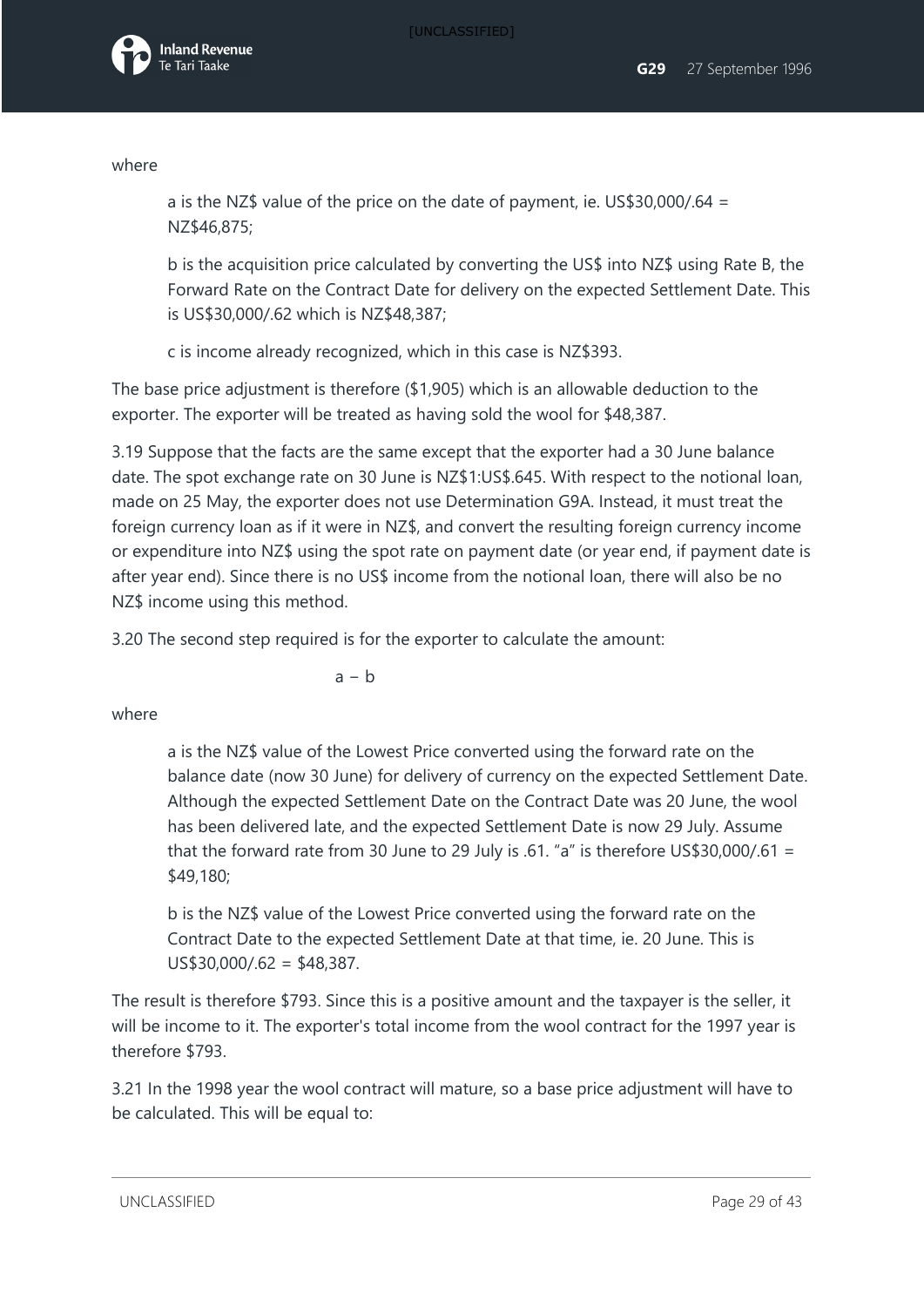where

> a is the NZ$ value of the price on the date of payment, ie. US$30,000/.64 = NZ$46,875;
>
> b is the acquisition price calculated by converting the US$ into NZ$ using Rate B, the Forward Rate on the Contract Date for delivery on the expected Settlement Date. This is US$30,000/.62 which is NZ$48,387;
>
> c is income already recognized, which in this case is NZ$393.

The base price adjustment is therefore ($1,905) which is an allowable deduction to the exporter. The exporter will be treated as having sold the wool for $48,387.

3.19 Suppose that the facts are the same except that the exporter had a 30 June balance date. The spot exchange rate on 30 June is NZ$1:US$.645. With respect to the notional loan, made on 25 May, the exporter does not use Determination G9A. Instead, it must treat the foreign currency loan as if it were in NZ$, and convert the resulting foreign currency income or expenditure into NZ$ using the spot rate on payment date (or year end, if payment date is after year end). Since there is no US$ income from the notional loan, there will also be no NZ$ income using this method.

3.20 The second step required is for the exporter to calculate the amount:

$$a - b$$

where

> a is the NZ$ value of the Lowest Price converted using the forward rate on the balance date (now 30 June) for delivery of currency on the expected Settlement Date. Although the expected Settlement Date on the Contract Date was 20 June, the wool has been delivered late, and the expected Settlement Date is now 29 July. Assume that the forward rate from 30 June to 29 July is .61. "a" is therefore US$30,000/.61 = $49,180;
>
> b is the NZ$ value of the Lowest Price converted using the forward rate on the Contract Date to the expected Settlement Date at that time, ie. 20 June. This is US$30,000/.62 = $48,387.

The result is therefore $793. Since this is a positive amount and the taxpayer is the seller, it will be income to it. The exporter's total income from the wool contract for the 1997 year is therefore $793.

3.21 In the 1998 year the wool contract will mature, so a base price adjustment will have to be calculated. This will be equal to: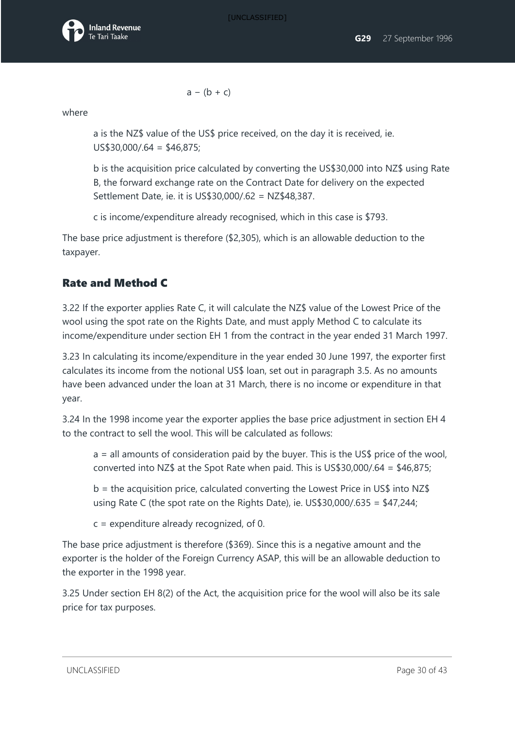$$a - (b + c)$$

where

> a is the NZ$ value of the US$ price received, on the day it is received, ie. US$30,000/.64 = $46,875;
>
> b is the acquisition price calculated by converting the US$30,000 into NZ$ using Rate B, the forward exchange rate on the Contract Date for delivery on the expected Settlement Date, ie. it is US$30,000/.62 = NZ$48,387.
>
> c is income/expenditure already recognised, which in this case is $793.

The base price adjustment is therefore ($2,305), which is an allowable deduction to the taxpayer.

## Rate and Method C

3.22 If the exporter applies Rate C, it will calculate the NZ$ value of the Lowest Price of the wool using the spot rate on the Rights Date, and must apply Method C to calculate its income/expenditure under section EH 1 from the contract in the year ended 31 March 1997.

3.23 In calculating its income/expenditure in the year ended 30 June 1997, the exporter first calculates its income from the notional US$ loan, set out in paragraph 3.5. As no amounts have been advanced under the loan at 31 March, there is no income or expenditure in that year.

3.24 In the 1998 income year the exporter applies the base price adjustment in section EH 4 to the contract to sell the wool. This will be calculated as follows:

> a = all amounts of consideration paid by the buyer. This is the US$ price of the wool, converted into NZ$ at the Spot Rate when paid. This is US$30,000/.64 = $46,875;
>
> b = the acquisition price, calculated converting the Lowest Price in US$ into NZ$ using Rate C (the spot rate on the Rights Date), ie. US$30,000/.635 = $47,244;
>
> c = expenditure already recognized, of 0.

The base price adjustment is therefore ($369). Since this is a negative amount and the exporter is the holder of the Foreign Currency ASAP, this will be an allowable deduction to the exporter in the 1998 year.

3.25 Under section EH 8(2) of the Act, the acquisition price for the wool will also be its sale price for tax purposes.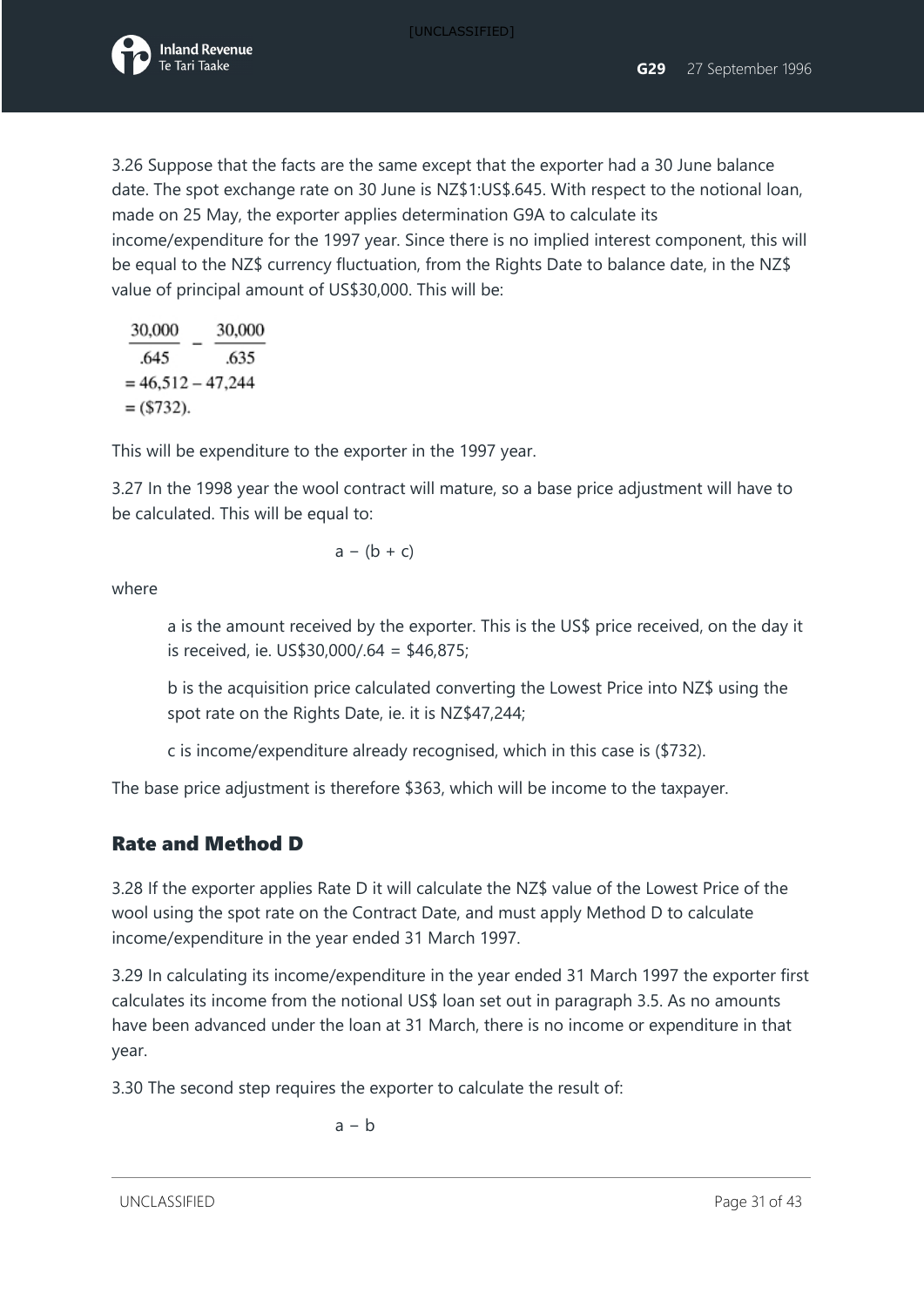3.26 Suppose that the facts are the same except that the exporter had a 30 June balance date. The spot exchange rate on 30 June is NZ$1:US$.645. With respect to the notional loan, made on 25 May, the exporter applies determination G9A to calculate its income/expenditure for the 1997 year. Since there is no implied interest component, this will be equal to the NZ$ currency fluctuation, from the Rights Date to balance date, in the NZ$ value of principal amount of US$30,000. This will be:

$$\frac{30{,}000}{.645} - \frac{30{,}000}{.635}$$
$$= 46{,}512 - 47{,}244$$
$$= (\$732).$$

This will be expenditure to the exporter in the 1997 year.

3.27 In the 1998 year the wool contract will mature, so a base price adjustment will have to be calculated. This will be equal to:

$$a - (b + c)$$

where

> a is the amount received by the exporter. This is the US$ price received, on the day it is received, ie. US$30,000/.64 = $46,875;
>
> b is the acquisition price calculated converting the Lowest Price into NZ$ using the spot rate on the Rights Date, ie. it is NZ$47,244;
>
> c is income/expenditure already recognised, which in this case is ($732).

The base price adjustment is therefore $363, which will be income to the taxpayer.

## Rate and Method D

3.28 If the exporter applies Rate D it will calculate the NZ$ value of the Lowest Price of the wool using the spot rate on the Contract Date, and must apply Method D to calculate income/expenditure in the year ended 31 March 1997.

3.29 In calculating its income/expenditure in the year ended 31 March 1997 the exporter first calculates its income from the notional US$ loan set out in paragraph 3.5. As no amounts have been advanced under the loan at 31 March, there is no income or expenditure in that year.

3.30 The second step requires the exporter to calculate the result of:

$$a - b$$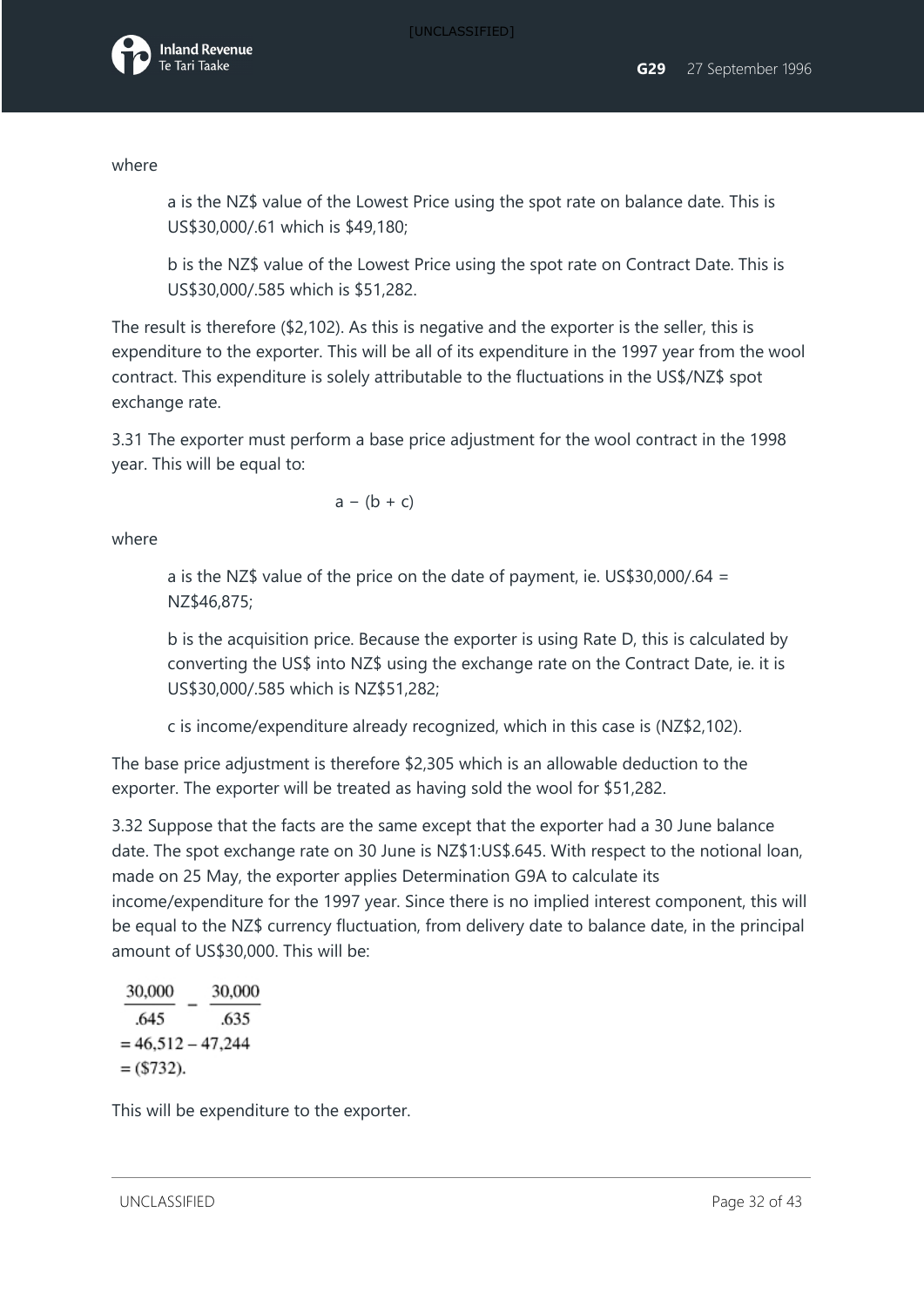where

> a is the NZ$ value of the Lowest Price using the spot rate on balance date. This is US$30,000/.61 which is $49,180;
>
> b is the NZ$ value of the Lowest Price using the spot rate on Contract Date. This is US$30,000/.585 which is $51,282.

The result is therefore ($2,102). As this is negative and the exporter is the seller, this is expenditure to the exporter. This will be all of its expenditure in the 1997 year from the wool contract. This expenditure is solely attributable to the fluctuations in the US$/NZ$ spot exchange rate.

3.31 The exporter must perform a base price adjustment for the wool contract in the 1998 year. This will be equal to:

$$a - (b + c)$$

where

> a is the NZ$ value of the price on the date of payment, ie. US$30,000/.64 = NZ$46,875;
>
> b is the acquisition price. Because the exporter is using Rate D, this is calculated by converting the US$ into NZ$ using the exchange rate on the Contract Date, ie. it is US$30,000/.585 which is NZ$51,282;
>
> c is income/expenditure already recognized, which in this case is (NZ$2,102).

The base price adjustment is therefore $2,305 which is an allowable deduction to the exporter. The exporter will be treated as having sold the wool for $51,282.

3.32 Suppose that the facts are the same except that the exporter had a 30 June balance date. The spot exchange rate on 30 June is NZ$1:US$.645. With respect to the notional loan, made on 25 May, the exporter applies Determination G9A to calculate its income/expenditure for the 1997 year. Since there is no implied interest component, this will be equal to the NZ$ currency fluctuation, from delivery date to balance date, in the principal amount of US$30,000. This will be:

$$\frac{30{,}000}{.645} - \frac{30{,}000}{.635}$$

$$= 46{,}512 - 47{,}244$$

$$= (\$732).$$

This will be expenditure to the exporter.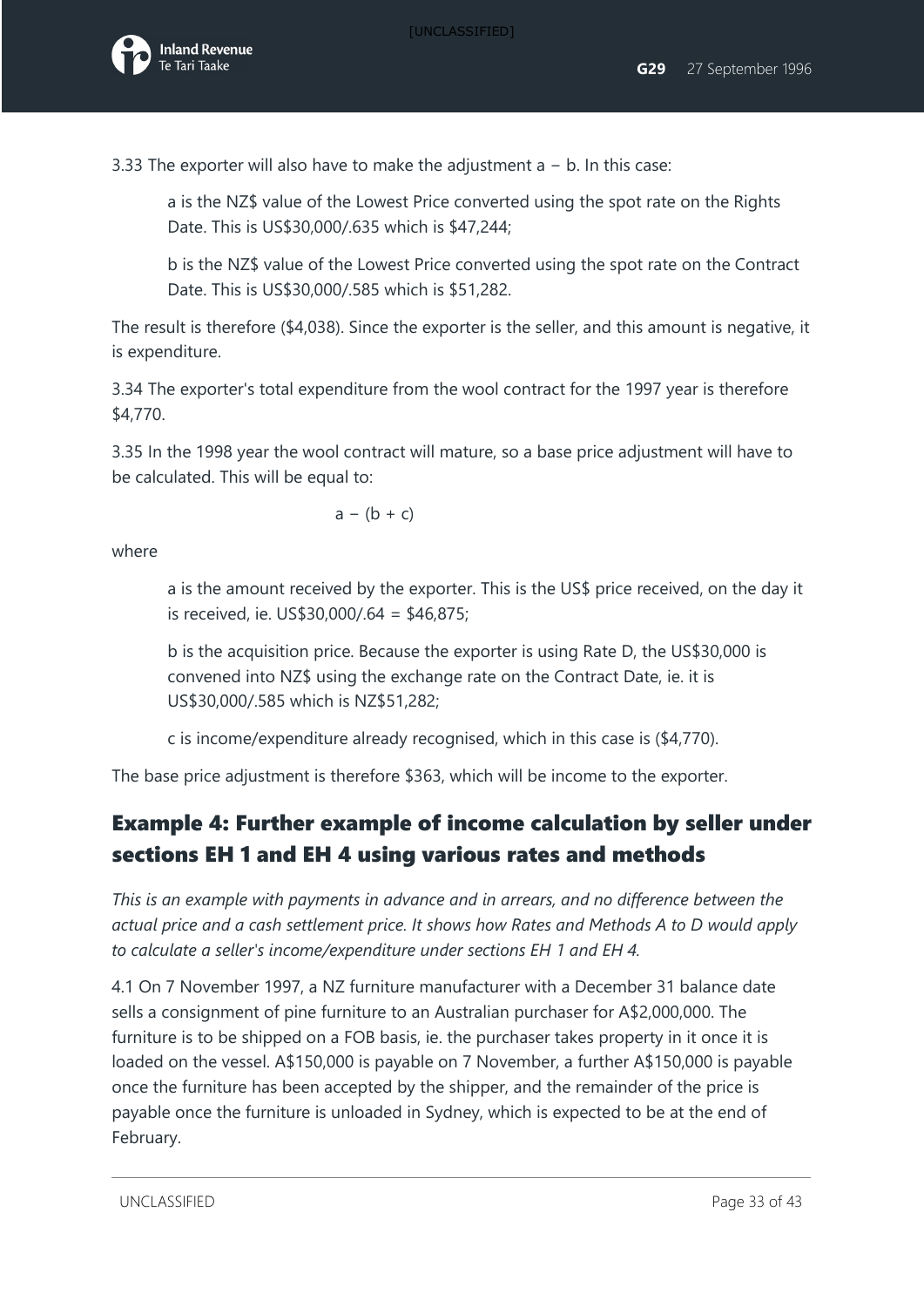3.33 The exporter will also have to make the adjustment a − b. In this case:

> a is the NZ$ value of the Lowest Price converted using the spot rate on the Rights Date. This is US$30,000/.635 which is $47,244;
>
> b is the NZ$ value of the Lowest Price converted using the spot rate on the Contract Date. This is US$30,000/.585 which is $51,282.

The result is therefore ($4,038). Since the exporter is the seller, and this amount is negative, it is expenditure.

3.34 The exporter's total expenditure from the wool contract for the 1997 year is therefore $4,770.

3.35 In the 1998 year the wool contract will mature, so a base price adjustment will have to be calculated. This will be equal to:

$$a - (b + c)$$

where

> a is the amount received by the exporter. This is the US$ price received, on the day it is received, ie. US$30,000/.64 = $46,875;
>
> b is the acquisition price. Because the exporter is using Rate D, the US$30,000 is convened into NZ$ using the exchange rate on the Contract Date, ie. it is US$30,000/.585 which is NZ$51,282;
>
> c is income/expenditure already recognised, which in this case is ($4,770).

The base price adjustment is therefore $363, which will be income to the exporter.

## Example 4: Further example of income calculation by seller under sections EH 1 and EH 4 using various rates and methods

*This is an example with payments in advance and in arrears, and no difference between the actual price and a cash settlement price. It shows how Rates and Methods A to D would apply to calculate a seller's income/expenditure under sections EH 1 and EH 4.*

4.1 On 7 November 1997, a NZ furniture manufacturer with a December 31 balance date sells a consignment of pine furniture to an Australian purchaser for A$2,000,000. The furniture is to be shipped on a FOB basis, ie. the purchaser takes property in it once it is loaded on the vessel. A$150,000 is payable on 7 November, a further A$150,000 is payable once the furniture has been accepted by the shipper, and the remainder of the price is payable once the furniture is unloaded in Sydney, which is expected to be at the end of February.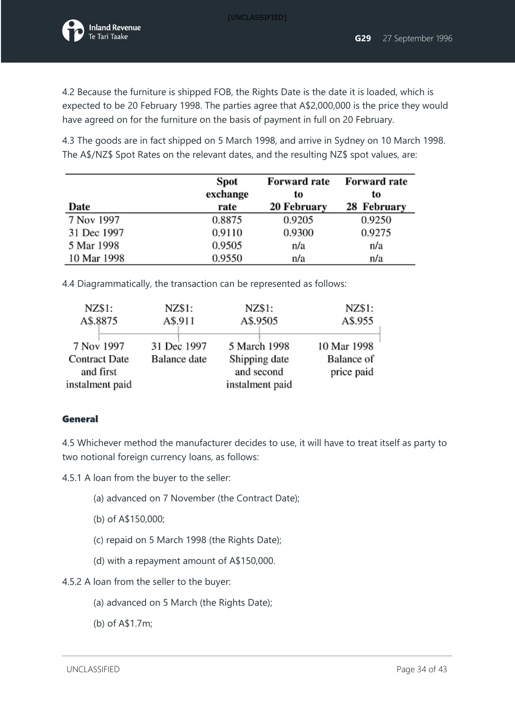4.2 Because the furniture is shipped FOB, the Rights Date is the date it is loaded, which is expected to be 20 February 1998. The parties agree that A$2,000,000 is the price they would have agreed on for the furniture on the basis of payment in full on 20 February.

4.3 The goods are in fact shipped on 5 March 1998, and arrive in Sydney on 10 March 1998. The A$/NZ$ Spot Rates on the relevant dates, and the resulting NZ$ spot values, are:

| Date | Spot exchange rate | Forward rate to 20 February | Forward rate to 28 February |
|---|---|---|---|
| 7 Nov 1997 | 0.8875 | 0.9205 | 0.9250 |
| 31 Dec 1997 | 0.9110 | 0.9300 | 0.9275 |
| 5 Mar 1998 | 0.9505 | n/a | n/a |
| 10 Mar 1998 | 0.9550 | n/a | n/a |

4.4 Diagrammatically, the transaction can be represented as follows:

| NZ$1: A$.8875 | NZ$1: A$.911 | NZ$1: A$.9505 | NZ$1: A$.955 |
|---|---|---|---|
| 7 Nov 1997 Contract Date and first instalment paid | 31 Dec 1997 Balance date | 5 March 1998 Shipping date and second instalment paid | 10 Mar 1998 Balance of price paid |

### General

4.5 Whichever method the manufacturer decides to use, it will have to treat itself as party to two notional foreign currency loans, as follows:

4.5.1 A loan from the buyer to the seller:

(a) advanced on 7 November (the Contract Date);

(b) of A$150,000;

(c) repaid on 5 March 1998 (the Rights Date);

(d) with a repayment amount of A$150,000.

4.5.2 A loan from the seller to the buyer:

(a) advanced on 5 March (the Rights Date);

(b) of A$1.7m;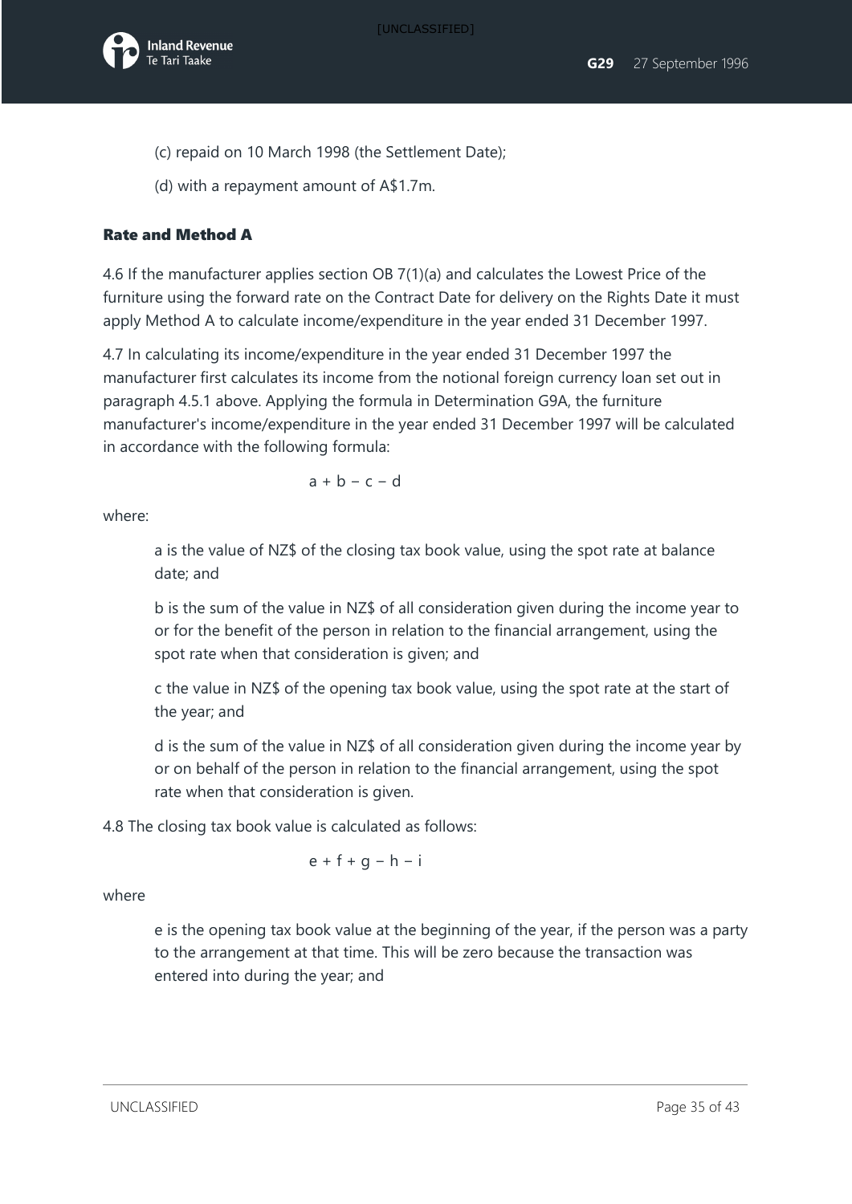(c) repaid on 10 March 1998 (the Settlement Date);

(d) with a repayment amount of A$1.7m.

### Rate and Method A

4.6 If the manufacturer applies section OB 7(1)(a) and calculates the Lowest Price of the furniture using the forward rate on the Contract Date for delivery on the Rights Date it must apply Method A to calculate income/expenditure in the year ended 31 December 1997.

4.7 In calculating its income/expenditure in the year ended 31 December 1997 the manufacturer first calculates its income from the notional foreign currency loan set out in paragraph 4.5.1 above. Applying the formula in Determination G9A, the furniture manufacturer's income/expenditure in the year ended 31 December 1997 will be calculated in accordance with the following formula:

$$a + b - c - d$$

where:

> a is the value of NZ$ of the closing tax book value, using the spot rate at balance date; and
>
> b is the sum of the value in NZ$ of all consideration given during the income year to or for the benefit of the person in relation to the financial arrangement, using the spot rate when that consideration is given; and
>
> c the value in NZ$ of the opening tax book value, using the spot rate at the start of the year; and
>
> d is the sum of the value in NZ$ of all consideration given during the income year by or on behalf of the person in relation to the financial arrangement, using the spot rate when that consideration is given.

4.8 The closing tax book value is calculated as follows:

$$e + f + g - h - i$$

where

> e is the opening tax book value at the beginning of the year, if the person was a party to the arrangement at that time. This will be zero because the transaction was entered into during the year; and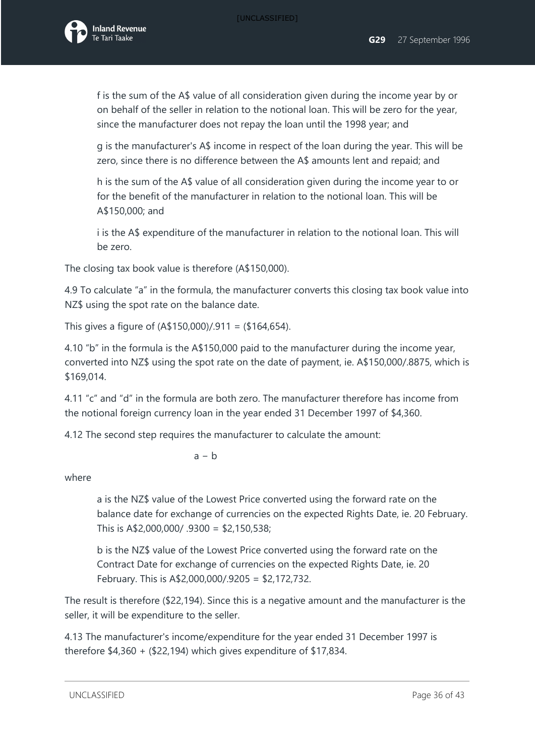f is the sum of the A$ value of all consideration given during the income year by or on behalf of the seller in relation to the notional loan. This will be zero for the year, since the manufacturer does not repay the loan until the 1998 year; and

g is the manufacturer's A$ income in respect of the loan during the year. This will be zero, since there is no difference between the A$ amounts lent and repaid; and

h is the sum of the A$ value of all consideration given during the income year to or for the benefit of the manufacturer in relation to the notional loan. This will be A$150,000; and

i is the A$ expenditure of the manufacturer in relation to the notional loan. This will be zero.

The closing tax book value is therefore (A$150,000).

4.9 To calculate "a" in the formula, the manufacturer converts this closing tax book value into NZ$ using the spot rate on the balance date.

This gives a figure of (A$150,000)/.911 = ($164,654).

4.10 "b" in the formula is the A$150,000 paid to the manufacturer during the income year, converted into NZ$ using the spot rate on the date of payment, ie. A$150,000/.8875, which is $169,014.

4.11 "c" and "d" in the formula are both zero. The manufacturer therefore has income from the notional foreign currency loan in the year ended 31 December 1997 of $4,360.

4.12 The second step requires the manufacturer to calculate the amount:

$$a - b$$

where

a is the NZ$ value of the Lowest Price converted using the forward rate on the balance date for exchange of currencies on the expected Rights Date, ie. 20 February. This is A$2,000,000/ .9300 = $2,150,538;

b is the NZ$ value of the Lowest Price converted using the forward rate on the Contract Date for exchange of currencies on the expected Rights Date, ie. 20 February. This is A$2,000,000/.9205 = $2,172,732.

The result is therefore ($22,194). Since this is a negative amount and the manufacturer is the seller, it will be expenditure to the seller.

4.13 The manufacturer's income/expenditure for the year ended 31 December 1997 is therefore $4,360 + ($22,194) which gives expenditure of $17,834.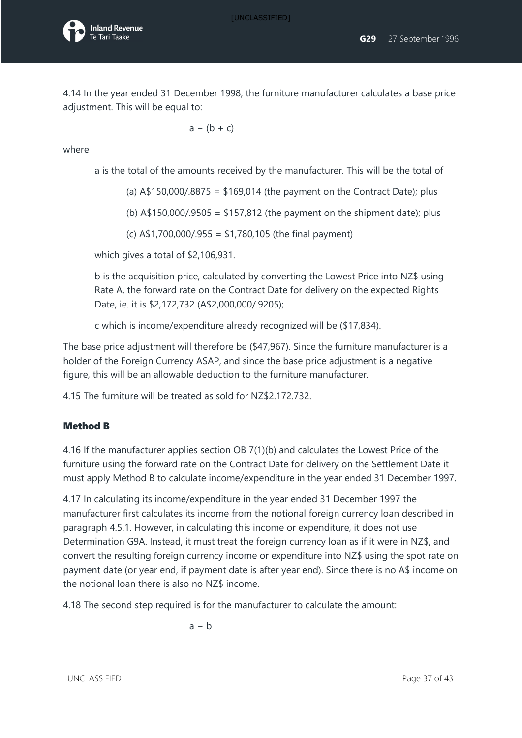4.14 In the year ended 31 December 1998, the furniture manufacturer calculates a base price adjustment. This will be equal to:

$$a - (b + c)$$

where

a is the total of the amounts received by the manufacturer. This will be the total of

(a) A$150,000/.8875 = $169,014 (the payment on the Contract Date); plus

(b) A$150,000/.9505 = $157,812 (the payment on the shipment date); plus

(c) A$1,700,000/.955 = $1,780,105 (the final payment)

which gives a total of $2,106,931.

b is the acquisition price, calculated by converting the Lowest Price into NZ$ using Rate A, the forward rate on the Contract Date for delivery on the expected Rights Date, ie. it is $2,172,732 (A$2,000,000/.9205);

c which is income/expenditure already recognized will be ($17,834).

The base price adjustment will therefore be ($47,967). Since the furniture manufacturer is a holder of the Foreign Currency ASAP, and since the base price adjustment is a negative figure, this will be an allowable deduction to the furniture manufacturer.

4.15 The furniture will be treated as sold for NZ$2.172.732.

### Method B

4.16 If the manufacturer applies section OB 7(1)(b) and calculates the Lowest Price of the furniture using the forward rate on the Contract Date for delivery on the Settlement Date it must apply Method B to calculate income/expenditure in the year ended 31 December 1997.

4.17 In calculating its income/expenditure in the year ended 31 December 1997 the manufacturer first calculates its income from the notional foreign currency loan described in paragraph 4.5.1. However, in calculating this income or expenditure, it does not use Determination G9A. Instead, it must treat the foreign currency loan as if it were in NZ$, and convert the resulting foreign currency income or expenditure into NZ$ using the spot rate on payment date (or year end, if payment date is after year end). Since there is no A$ income on the notional loan there is also no NZ$ income.

4.18 The second step required is for the manufacturer to calculate the amount:

$$a - b$$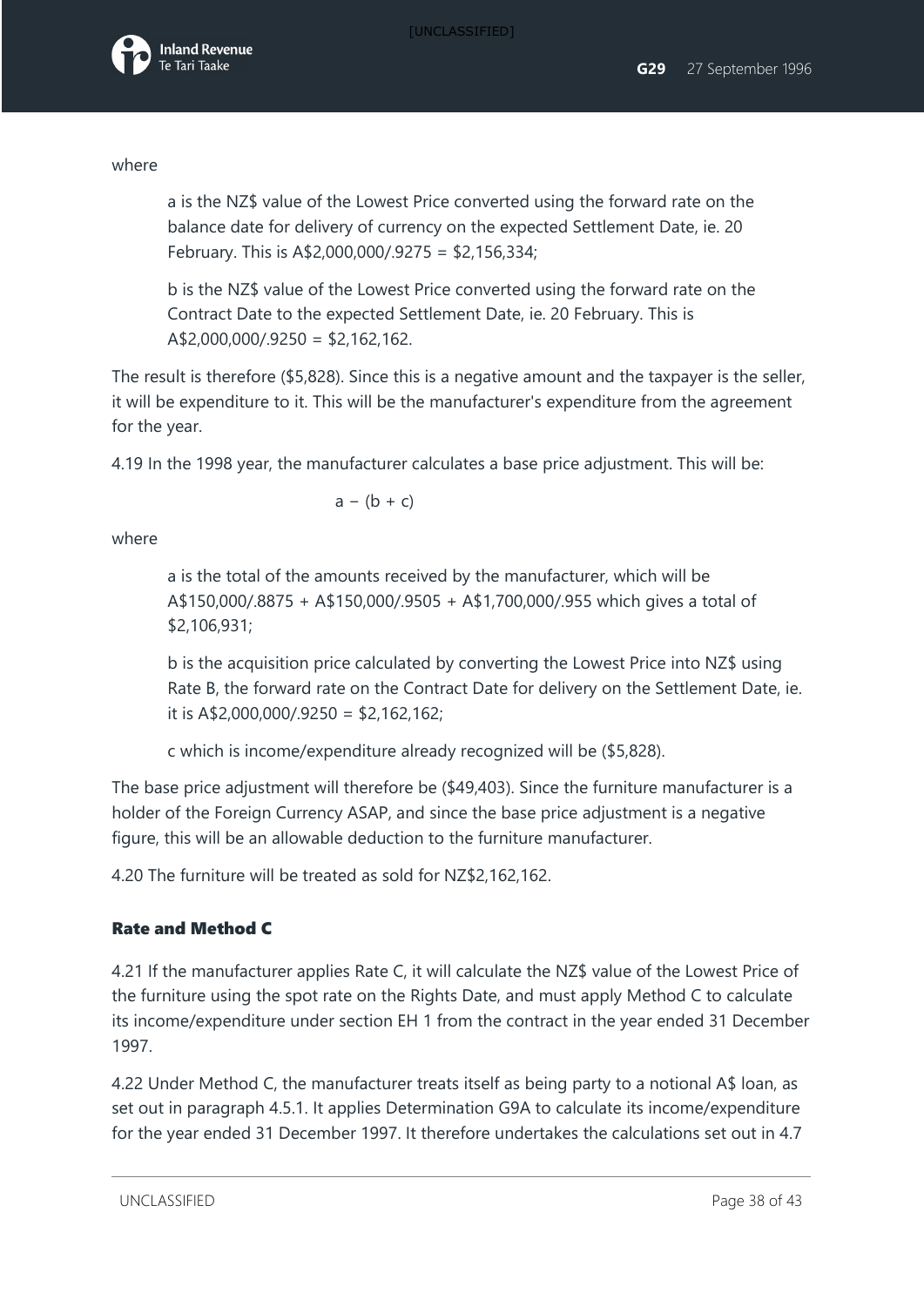where

> a is the NZ$ value of the Lowest Price converted using the forward rate on the balance date for delivery of currency on the expected Settlement Date, ie. 20 February. This is A$2,000,000/.9275 = $2,156,334;
>
> b is the NZ$ value of the Lowest Price converted using the forward rate on the Contract Date to the expected Settlement Date, ie. 20 February. This is A$2,000,000/.9250 = $2,162,162.

The result is therefore ($5,828). Since this is a negative amount and the taxpayer is the seller, it will be expenditure to it. This will be the manufacturer's expenditure from the agreement for the year.

4.19 In the 1998 year, the manufacturer calculates a base price adjustment. This will be:

$$a - (b + c)$$

where

> a is the total of the amounts received by the manufacturer, which will be A$150,000/.8875 + A$150,000/.9505 + A$1,700,000/.955 which gives a total of $2,106,931;
>
> b is the acquisition price calculated by converting the Lowest Price into NZ$ using Rate B, the forward rate on the Contract Date for delivery on the Settlement Date, ie. it is A$2,000,000/.9250 = $2,162,162;
>
> c which is income/expenditure already recognized will be ($5,828).

The base price adjustment will therefore be ($49,403). Since the furniture manufacturer is a holder of the Foreign Currency ASAP, and since the base price adjustment is a negative figure, this will be an allowable deduction to the furniture manufacturer.

4.20 The furniture will be treated as sold for NZ$2,162,162.

### Rate and Method C

4.21 If the manufacturer applies Rate C, it will calculate the NZ$ value of the Lowest Price of the furniture using the spot rate on the Rights Date, and must apply Method C to calculate its income/expenditure under section EH 1 from the contract in the year ended 31 December 1997.

4.22 Under Method C, the manufacturer treats itself as being party to a notional A$ loan, as set out in paragraph 4.5.1. It applies Determination G9A to calculate its income/expenditure for the year ended 31 December 1997. It therefore undertakes the calculations set out in 4.7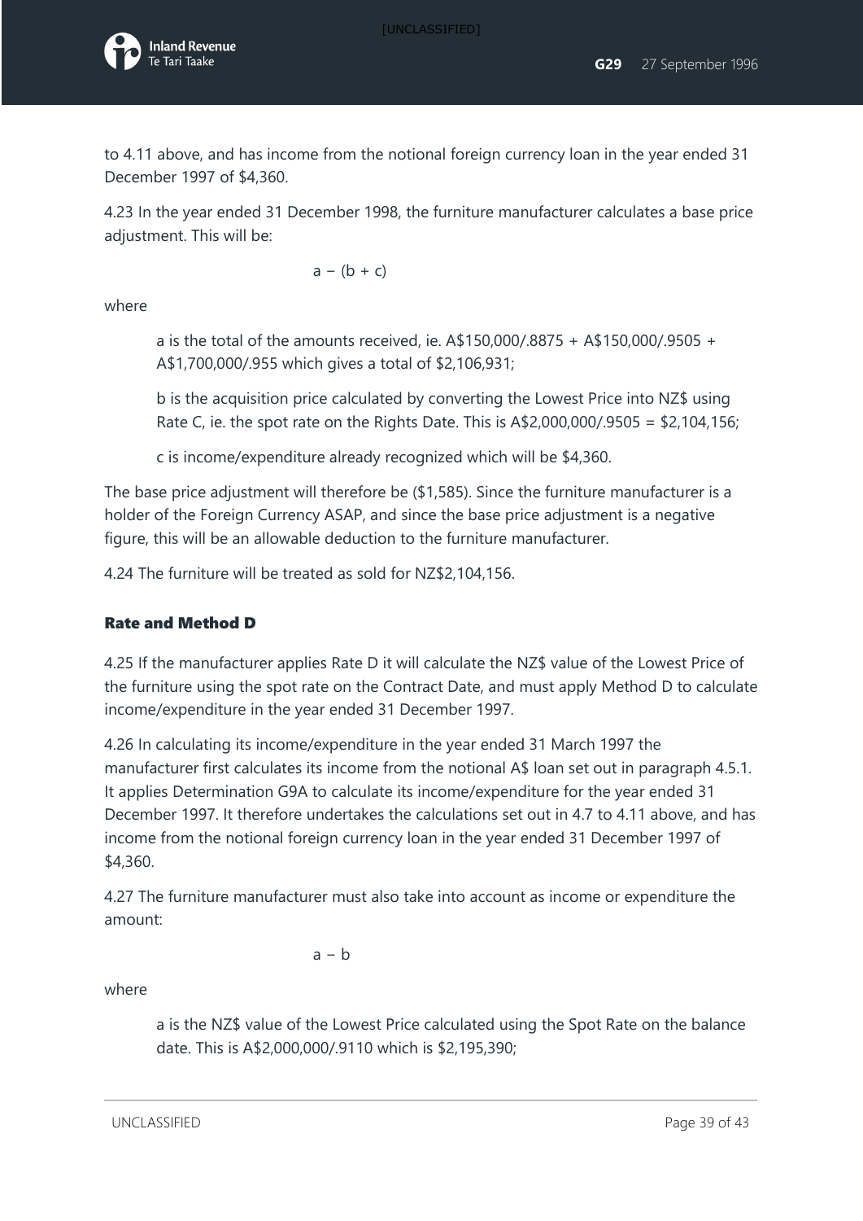to 4.11 above, and has income from the notional foreign currency loan in the year ended 31 December 1997 of $4,360.

4.23 In the year ended 31 December 1998, the furniture manufacturer calculates a base price adjustment. This will be:

$$a - (b + c)$$

where

> a is the total of the amounts received, ie. A$150,000/.8875 + A$150,000/.9505 + A$1,700,000/.955 which gives a total of $2,106,931;
>
> b is the acquisition price calculated by converting the Lowest Price into NZ$ using Rate C, ie. the spot rate on the Rights Date. This is A$2,000,000/.9505 = $2,104,156;
>
> c is income/expenditure already recognized which will be $4,360.

The base price adjustment will therefore be ($1,585). Since the furniture manufacturer is a holder of the Foreign Currency ASAP, and since the base price adjustment is a negative figure, this will be an allowable deduction to the furniture manufacturer.

4.24 The furniture will be treated as sold for NZ$2,104,156.

### Rate and Method D

4.25 If the manufacturer applies Rate D it will calculate the NZ$ value of the Lowest Price of the furniture using the spot rate on the Contract Date, and must apply Method D to calculate income/expenditure in the year ended 31 December 1997.

4.26 In calculating its income/expenditure in the year ended 31 March 1997 the manufacturer first calculates its income from the notional A$ loan set out in paragraph 4.5.1. It applies Determination G9A to calculate its income/expenditure for the year ended 31 December 1997. It therefore undertakes the calculations set out in 4.7 to 4.11 above, and has income from the notional foreign currency loan in the year ended 31 December 1997 of $4,360.

4.27 The furniture manufacturer must also take into account as income or expenditure the amount:

$$a - b$$

where

> a is the NZ$ value of the Lowest Price calculated using the Spot Rate on the balance date. This is A$2,000,000/.9110 which is $2,195,390;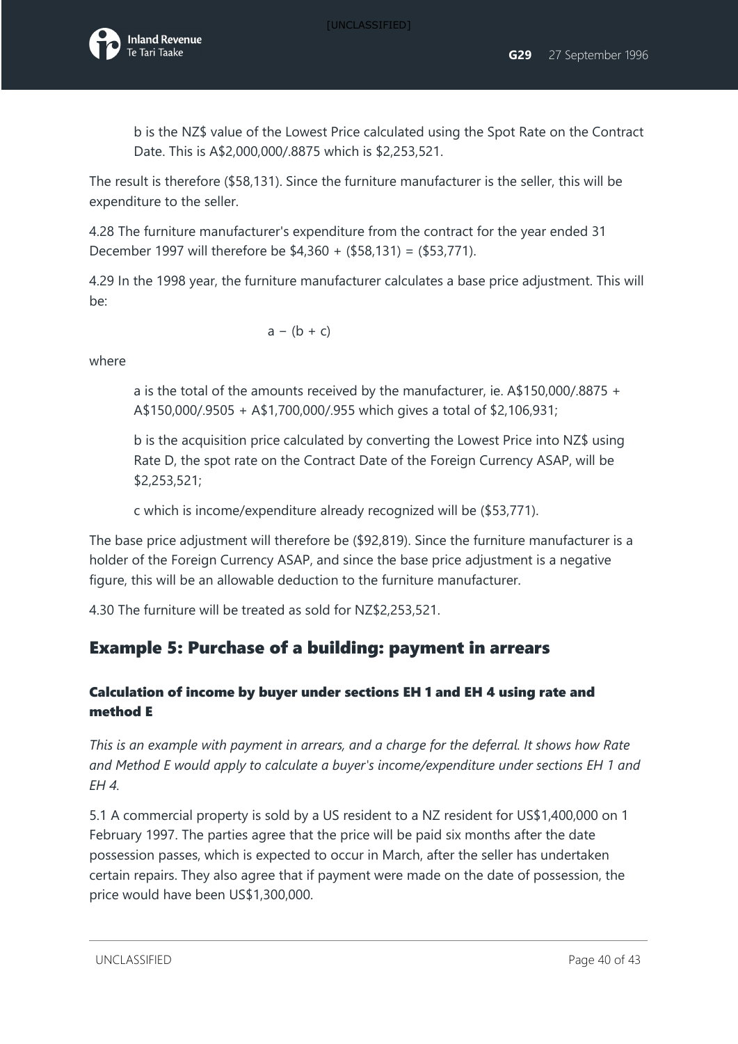b is the NZ$ value of the Lowest Price calculated using the Spot Rate on the Contract Date. This is A$2,000,000/.8875 which is $2,253,521.

The result is therefore ($58,131). Since the furniture manufacturer is the seller, this will be expenditure to the seller.

4.28 The furniture manufacturer's expenditure from the contract for the year ended 31 December 1997 will therefore be $4,360 + ($58,131) = ($53,771).

4.29 In the 1998 year, the furniture manufacturer calculates a base price adjustment. This will be:

$$a - (b + c)$$

where

a is the total of the amounts received by the manufacturer, ie. A$150,000/.8875 + A$150,000/.9505 + A$1,700,000/.955 which gives a total of $2,106,931;

b is the acquisition price calculated by converting the Lowest Price into NZ$ using Rate D, the spot rate on the Contract Date of the Foreign Currency ASAP, will be $2,253,521;

c which is income/expenditure already recognized will be ($53,771).

The base price adjustment will therefore be ($92,819). Since the furniture manufacturer is a holder of the Foreign Currency ASAP, and since the base price adjustment is a negative figure, this will be an allowable deduction to the furniture manufacturer.

4.30 The furniture will be treated as sold for NZ$2,253,521.

## Example 5: Purchase of a building: payment in arrears

### Calculation of income by buyer under sections EH 1 and EH 4 using rate and method E

*This is an example with payment in arrears, and a charge for the deferral. It shows how Rate and Method E would apply to calculate a buyer's income/expenditure under sections EH 1 and EH 4.*

5.1 A commercial property is sold by a US resident to a NZ resident for US$1,400,000 on 1 February 1997. The parties agree that the price will be paid six months after the date possession passes, which is expected to occur in March, after the seller has undertaken certain repairs. They also agree that if payment were made on the date of possession, the price would have been US$1,300,000.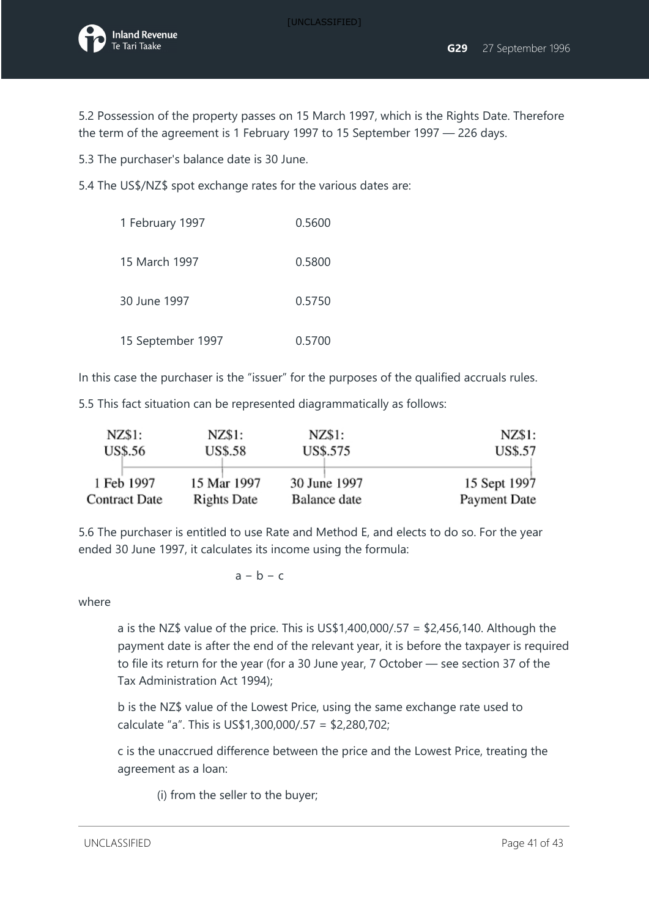5.2 Possession of the property passes on 15 March 1997, which is the Rights Date. Therefore the term of the agreement is 1 February 1997 to 15 September 1997 — 226 days.

5.3 The purchaser's balance date is 30 June.

5.4 The US$/NZ$ spot exchange rates for the various dates are:

| | |
|---|---|
| 1 February 1997 | 0.5600 |
| 15 March 1997 | 0.5800 |
| 30 June 1997 | 0.5750 |
| 15 September 1997 | 0.5700 |

In this case the purchaser is the "issuer" for the purposes of the qualified accruals rules.

5.5 This fact situation can be represented diagrammatically as follows:

| NZ$1: US$.56 | NZ$1: US$.58 | NZ$1: US$.575 | NZ$1: US$.57 |
|---|---|---|---|
| 1 Feb 1997 Contract Date | 15 Mar 1997 Rights Date | 30 June 1997 Balance date | 15 Sept 1997 Payment Date |

5.6 The purchaser is entitled to use Rate and Method E, and elects to do so. For the year ended 30 June 1997, it calculates its income using the formula:

$$a - b - c$$

where

a is the NZ$ value of the price. This is US$1,400,000/.57 = $2,456,140. Although the payment date is after the end of the relevant year, it is before the taxpayer is required to file its return for the year (for a 30 June year, 7 October — see section 37 of the Tax Administration Act 1994);

b is the NZ$ value of the Lowest Price, using the same exchange rate used to calculate "a". This is US$1,300,000/.57 = $2,280,702;

c is the unaccrued difference between the price and the Lowest Price, treating the agreement as a loan:

(i) from the seller to the buyer;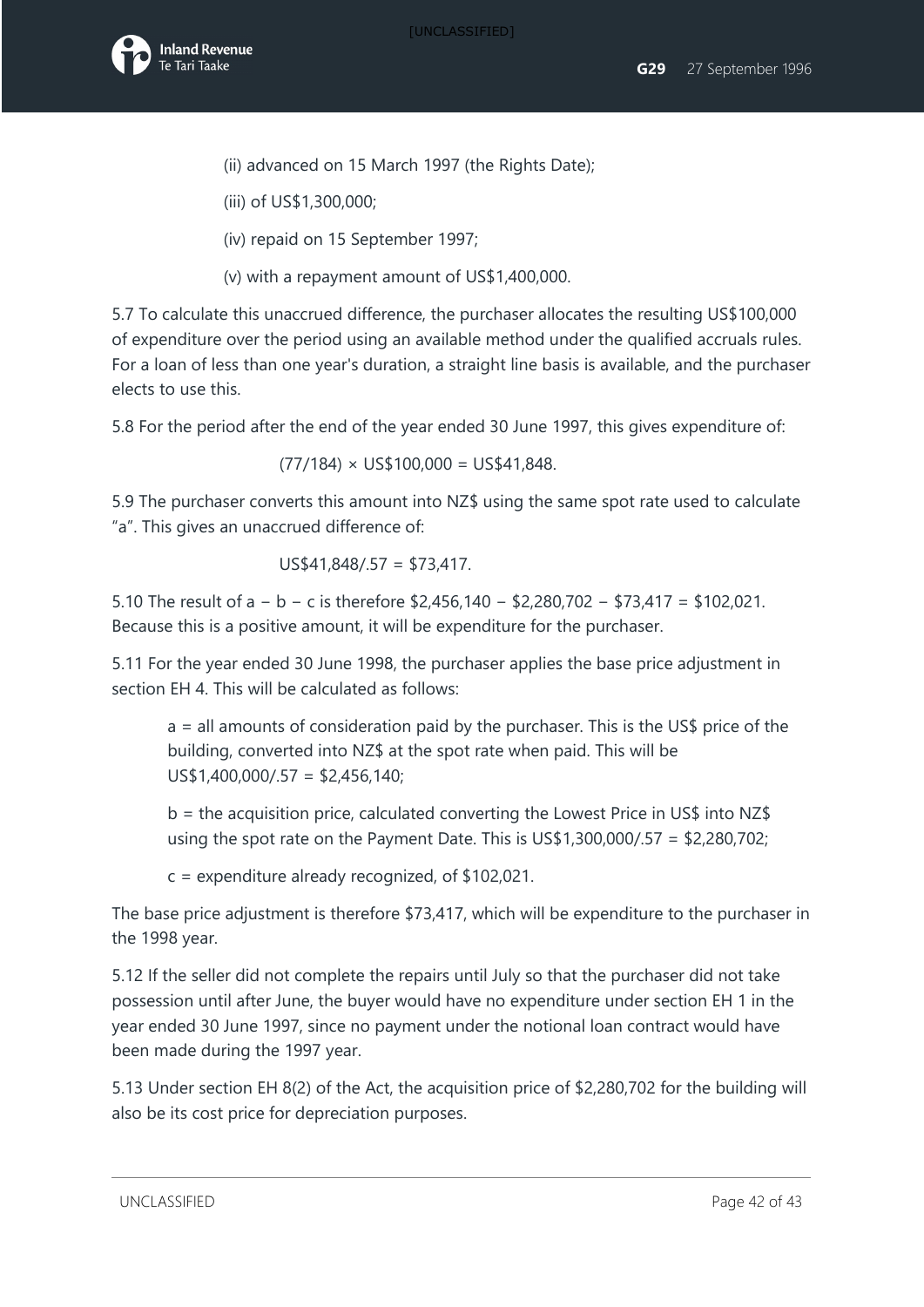(ii) advanced on 15 March 1997 (the Rights Date);

(iii) of US$1,300,000;

(iv) repaid on 15 September 1997;

(v) with a repayment amount of US$1,400,000.

5.7 To calculate this unaccrued difference, the purchaser allocates the resulting US$100,000 of expenditure over the period using an available method under the qualified accruals rules. For a loan of less than one year's duration, a straight line basis is available, and the purchaser elects to use this.

5.8 For the period after the end of the year ended 30 June 1997, this gives expenditure of:

$$(77/184) \times US\$100{,}000 = US\$41{,}848.$$

5.9 The purchaser converts this amount into NZ$ using the same spot rate used to calculate "a". This gives an unaccrued difference of:

$$US\$41{,}848/.57 = \$73{,}417.$$

5.10 The result of $a - b - c$ is therefore $2,456,140 − $2,280,702 − $73,417 = $102,021. Because this is a positive amount, it will be expenditure for the purchaser.

5.11 For the year ended 30 June 1998, the purchaser applies the base price adjustment in section EH 4. This will be calculated as follows:

> a = all amounts of consideration paid by the purchaser. This is the US$ price of the building, converted into NZ$ at the spot rate when paid. This will be US$1,400,000/.57 = $2,456,140;
>
> b = the acquisition price, calculated converting the Lowest Price in US$ into NZ$ using the spot rate on the Payment Date. This is US$1,300,000/.57 = $2,280,702;
>
> c = expenditure already recognized, of $102,021.

The base price adjustment is therefore $73,417, which will be expenditure to the purchaser in the 1998 year.

5.12 If the seller did not complete the repairs until July so that the purchaser did not take possession until after June, the buyer would have no expenditure under section EH 1 in the year ended 30 June 1997, since no payment under the notional loan contract would have been made during the 1997 year.

5.13 Under section EH 8(2) of the Act, the acquisition price of $2,280,702 for the building will also be its cost price for depreciation purposes.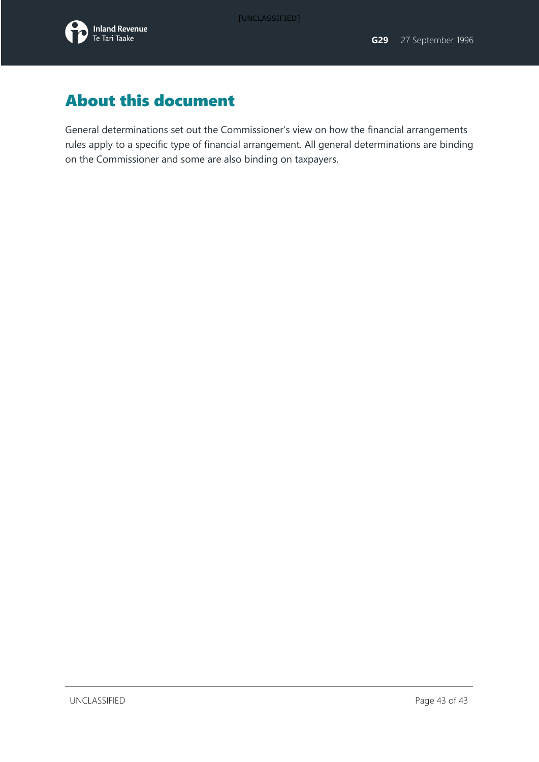# About this document

General determinations set out the Commissioner's view on how the financial arrangements rules apply to a specific type of financial arrangement. All general determinations are binding on the Commissioner and some are also binding on taxpayers.